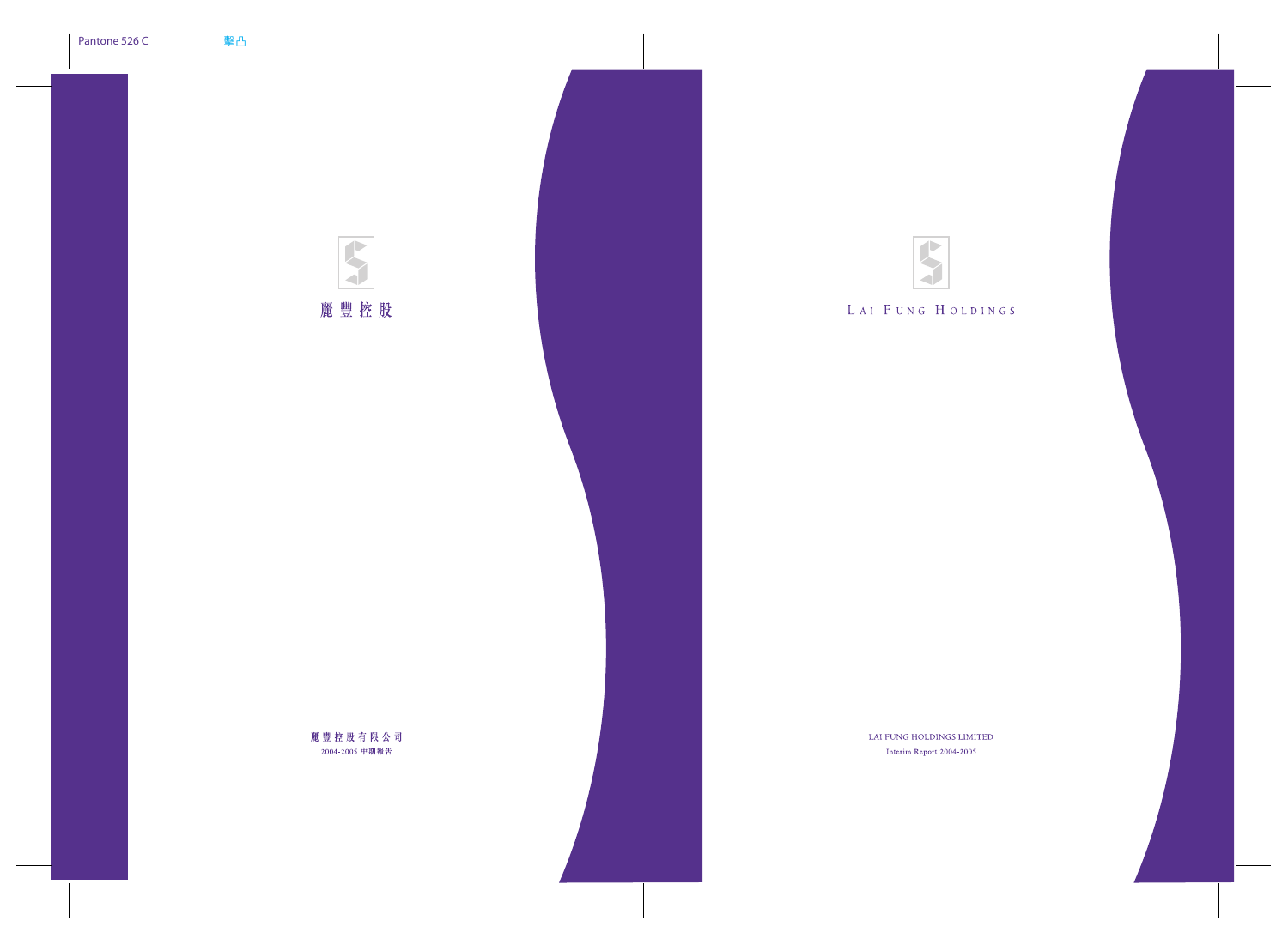Pantone 526 C 擊凸

麗豐控股

麗豐控股有限公司

2004-2005 中期報告

LAI FUNG HOLDINGS

LAI FUNG HOLDINGS LIMITED

Interim Report 2004-2005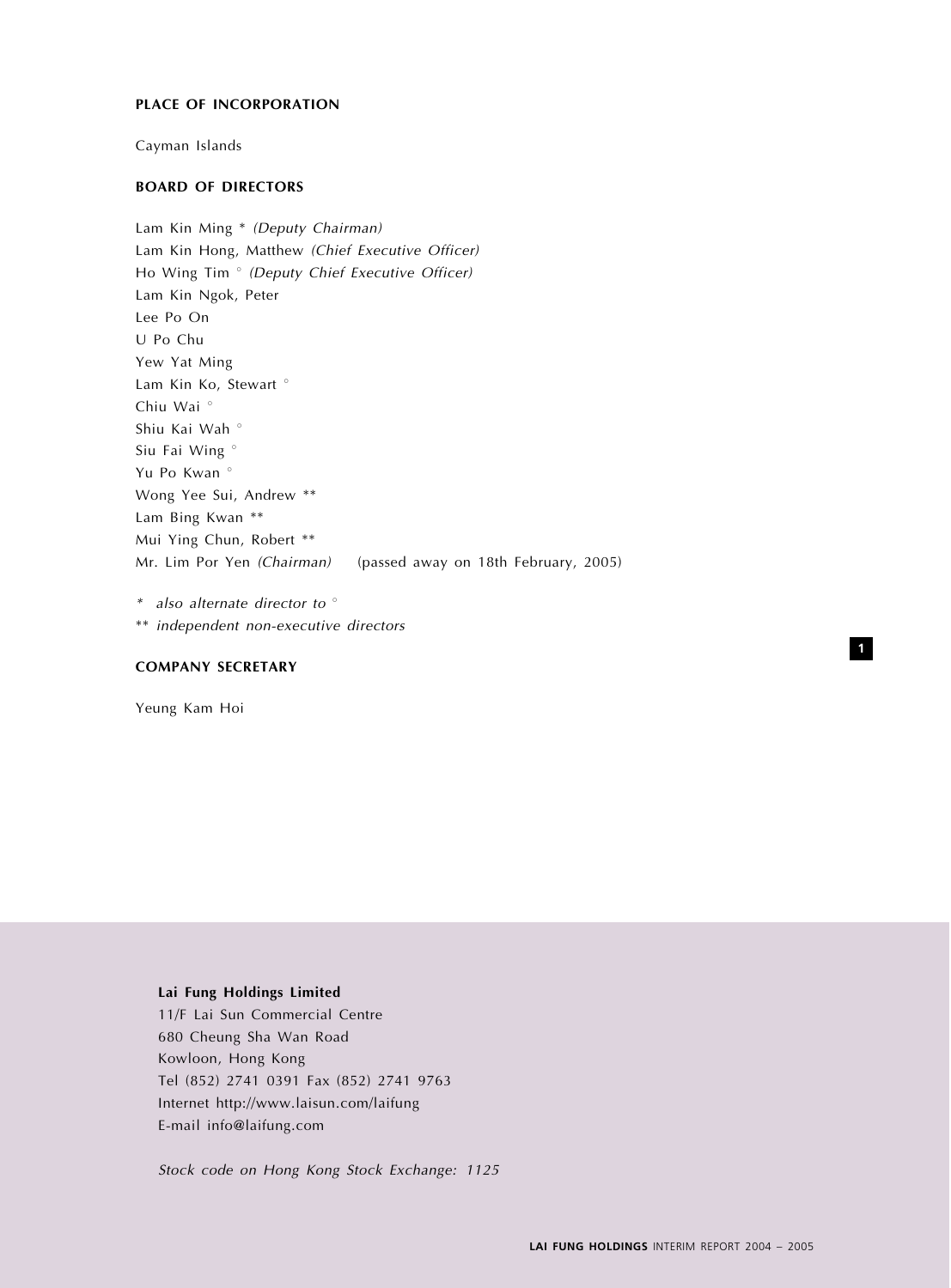## PLACE OF INCORPORATION

Cayman Islands

## BOARD OF DIRECTORS

Lam Kin Ming * *(Deputy Chairman)*
Lam Kin Hong, Matthew *(Chief Executive Officer)*
Ho Wing Tim ° *(Deputy Chief Executive Officer)*
Lam Kin Ngok, Peter
Lee Po On
U Po Chu
Yew Yat Ming
Lam Kin Ko, Stewart °
Chiu Wai °
Shiu Kai Wah °
Siu Fai Wing °
Yu Po Kwan °
Wong Yee Sui, Andrew **
Lam Bing Kwan **
Mui Ying Chun, Robert **
Mr. Lim Por Yen *(Chairman)* (passed away on 18th February, 2005)

\* *also alternate director to* °
** *independent non-executive directors*

## COMPANY SECRETARY

Yeung Kam Hoi

**Lai Fung Holdings Limited**
11/F Lai Sun Commercial Centre
680 Cheung Sha Wan Road
Kowloon, Hong Kong
Tel (852) 2741 0391 Fax (852) 2741 9763
Internet http://www.laisun.com/laifung
E-mail info@laifung.com

*Stock code on Hong Kong Stock Exchange: 1125*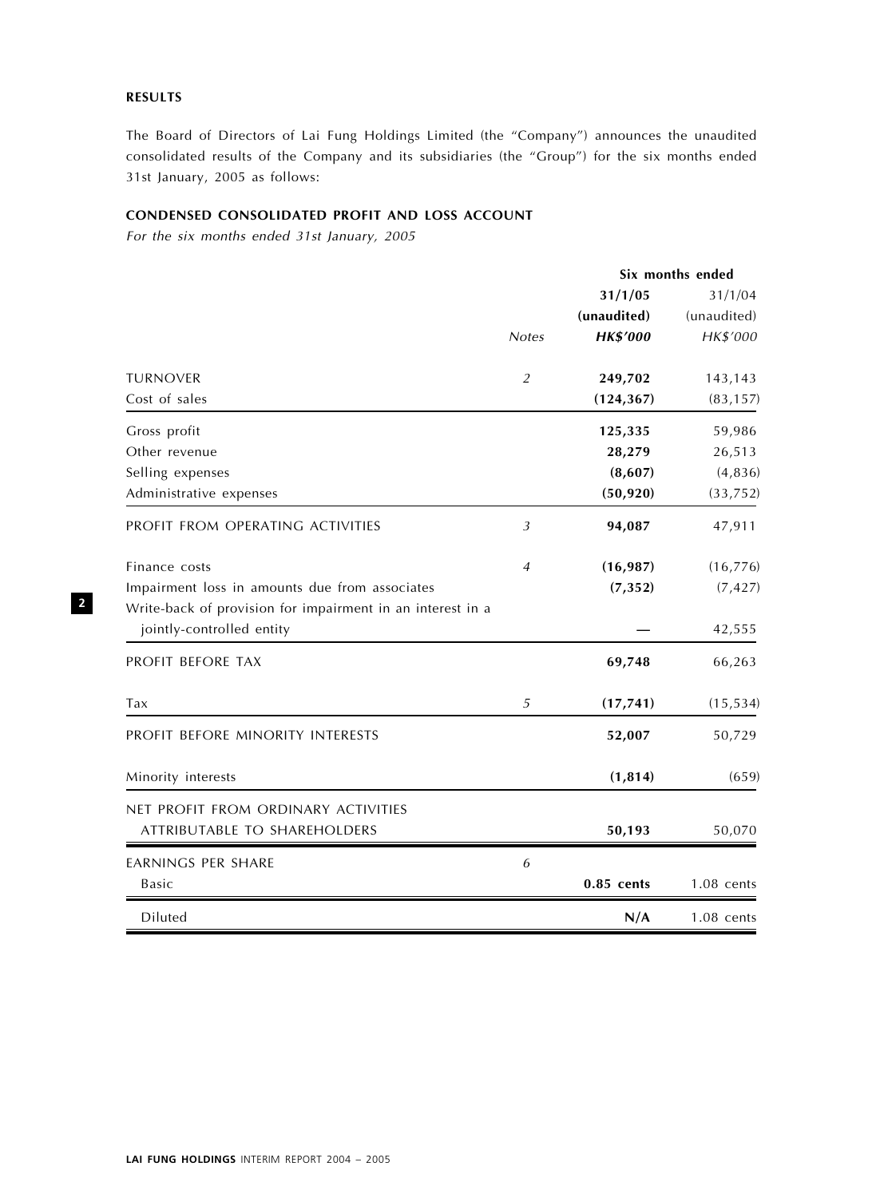## RESULTS

The Board of Directors of Lai Fung Holdings Limited (the "Company") announces the unaudited consolidated results of the Company and its subsidiaries (the "Group") for the six months ended 31st January, 2005 as follows:

### CONDENSED CONSOLIDATED PROFIT AND LOSS ACCOUNT

*For the six months ended 31st January, 2005*

| | | Six months ended | |
|---|---|---|---|
| | | **31/1/05** | 31/1/04 |
| | | **(unaudited)** | (unaudited) |
| | *Notes* | ***HK$'000*** | *HK$'000* |
| TURNOVER | 2 | **249,702** | 143,143 |
| Cost of sales | | **(124,367)** | (83,157) |
| Gross profit | | **125,335** | 59,986 |
| Other revenue | | **28,279** | 26,513 |
| Selling expenses | | **(8,607)** | (4,836) |
| Administrative expenses | | **(50,920)** | (33,752) |
| PROFIT FROM OPERATING ACTIVITIES | 3 | **94,087** | 47,911 |
| Finance costs | 4 | **(16,987)** | (16,776) |
| Impairment loss in amounts due from associates | | **(7,352)** | (7,427) |
| Write-back of provision for impairment in an interest in a jointly-controlled entity | | **—** | 42,555 |
| PROFIT BEFORE TAX | | **69,748** | 66,263 |
| Tax | 5 | **(17,741)** | (15,534) |
| PROFIT BEFORE MINORITY INTERESTS | | **52,007** | 50,729 |
| Minority interests | | **(1,814)** | (659) |
| NET PROFIT FROM ORDINARY ACTIVITIES ATTRIBUTABLE TO SHAREHOLDERS | | **50,193** | 50,070 |
| EARNINGS PER SHARE | 6 | | |
| Basic | | **0.85 cents** | 1.08 cents |
| Diluted | | **N/A** | 1.08 cents |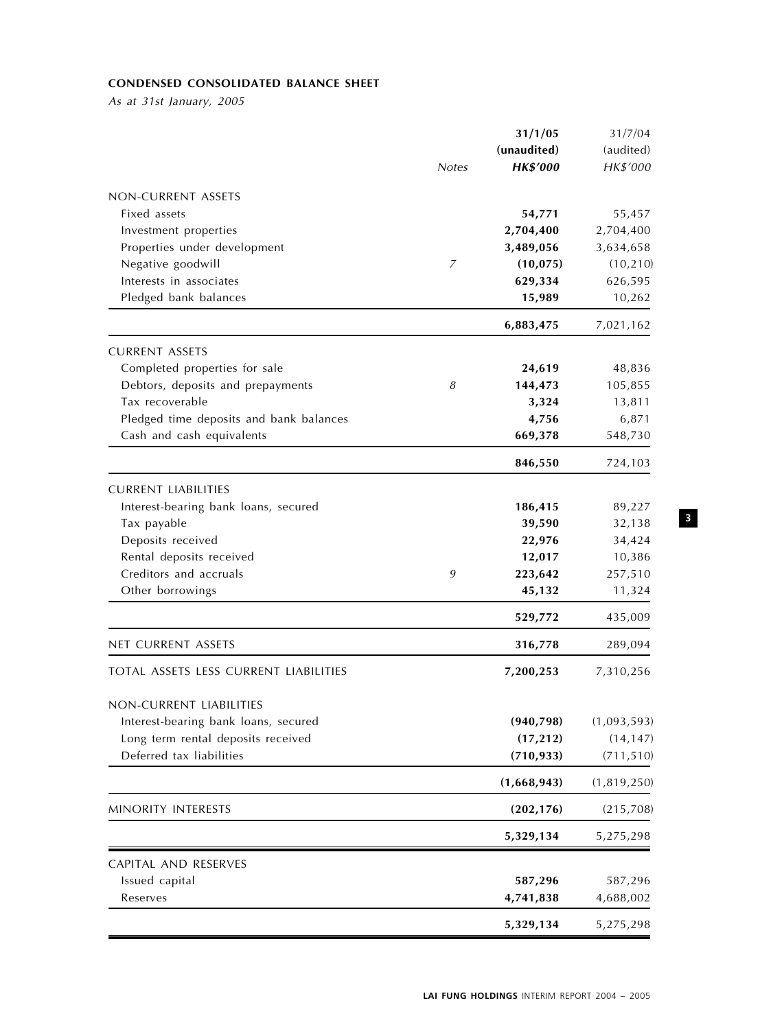**CONDENSED CONSOLIDATED BALANCE SHEET**

*As at 31st January, 2005*

| | Notes | 31/1/05 (unaudited) HK$'000 | 31/7/04 (audited) HK$'000 |
|---|---|---|---|
| NON-CURRENT ASSETS | | | |
| Fixed assets | | **54,771** | 55,457 |
| Investment properties | | **2,704,400** | 2,704,400 |
| Properties under development | | **3,489,056** | 3,634,658 |
| Negative goodwill | 7 | **(10,075)** | (10,210) |
| Interests in associates | | **629,334** | 626,595 |
| Pledged bank balances | | **15,989** | 10,262 |
| | | **6,883,475** | 7,021,162 |
| CURRENT ASSETS | | | |
| Completed properties for sale | | **24,619** | 48,836 |
| Debtors, deposits and prepayments | 8 | **144,473** | 105,855 |
| Tax recoverable | | **3,324** | 13,811 |
| Pledged time deposits and bank balances | | **4,756** | 6,871 |
| Cash and cash equivalents | | **669,378** | 548,730 |
| | | **846,550** | 724,103 |
| CURRENT LIABILITIES | | | |
| Interest-bearing bank loans, secured | | **186,415** | 89,227 |
| Tax payable | | **39,590** | 32,138 |
| Deposits received | | **22,976** | 34,424 |
| Rental deposits received | | **12,017** | 10,386 |
| Creditors and accruals | 9 | **223,642** | 257,510 |
| Other borrowings | | **45,132** | 11,324 |
| | | **529,772** | 435,009 |
| NET CURRENT ASSETS | | **316,778** | 289,094 |
| TOTAL ASSETS LESS CURRENT LIABILITIES | | **7,200,253** | 7,310,256 |
| NON-CURRENT LIABILITIES | | | |
| Interest-bearing bank loans, secured | | **(940,798)** | (1,093,593) |
| Long term rental deposits received | | **(17,212)** | (14,147) |
| Deferred tax liabilities | | **(710,933)** | (711,510) |
| | | **(1,668,943)** | (1,819,250) |
| MINORITY INTERESTS | | **(202,176)** | (215,708) |
| | | **5,329,134** | 5,275,298 |
| CAPITAL AND RESERVES | | | |
| Issued capital | | **587,296** | 587,296 |
| Reserves | | **4,741,838** | 4,688,002 |
| | | **5,329,134** | 5,275,298 |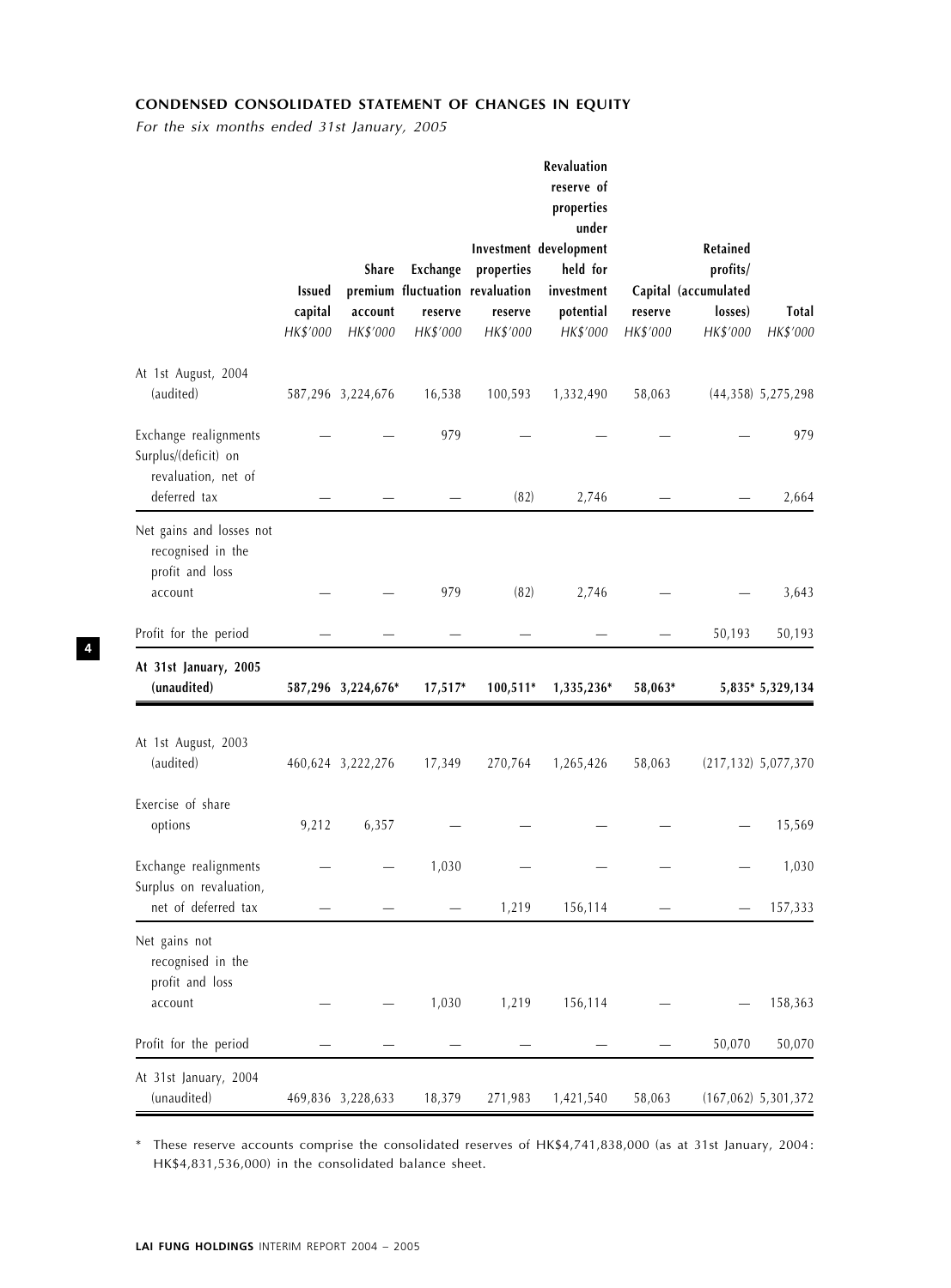## CONDENSED CONSOLIDATED STATEMENT OF CHANGES IN EQUITY

*For the six months ended 31st January, 2005*

| | Issued capital | Share premium account | Exchange fluctuation reserve | Investment properties revaluation reserve | Revaluation reserve of properties under development held for investment potential | Capital reserve | Retained profits/ (accumulated losses) | Total |
|---|---|---|---|---|---|---|---|---|
| | *HK$'000* | *HK$'000* | *HK$'000* | *HK$'000* | *HK$'000* | *HK$'000* | *HK$'000* | *HK$'000* |
| At 1st August, 2004 (audited) | 587,296 | 3,224,676 | 16,538 | 100,593 | 1,332,490 | 58,063 | (44,358) | 5,275,298 |
| Exchange realignments | — | — | 979 | — | — | — | — | 979 |
| Surplus/(deficit) on revaluation, net of deferred tax | — | — | — | (82) | 2,746 | — | — | 2,664 |
| Net gains and losses not recognised in the profit and loss account | — | — | 979 | (82) | 2,746 | — | — | 3,643 |
| Profit for the period | — | — | — | — | — | — | 50,193 | 50,193 |
| **At 31st January, 2005 (unaudited)** | **587,296** | **3,224,676*** | **17,517*** | **100,511*** | **1,335,236*** | **58,063*** | **5,835*** | **5,329,134** |
| At 1st August, 2003 (audited) | 460,624 | 3,222,276 | 17,349 | 270,764 | 1,265,426 | 58,063 | (217,132) | 5,077,370 |
| Exercise of share options | 9,212 | 6,357 | — | — | — | — | — | 15,569 |
| Exchange realignments | — | — | 1,030 | — | — | — | — | 1,030 |
| Surplus on revaluation, net of deferred tax | — | — | — | 1,219 | 156,114 | — | — | 157,333 |
| Net gains not recognised in the profit and loss account | — | — | 1,030 | 1,219 | 156,114 | — | — | 158,363 |
| Profit for the period | — | — | — | — | — | — | 50,070 | 50,070 |
| At 31st January, 2004 (unaudited) | 469,836 | 3,228,633 | 18,379 | 271,983 | 1,421,540 | 58,063 | (167,062) | 5,301,372 |

\* These reserve accounts comprise the consolidated reserves of HK$4,741,838,000 (as at 31st January, 2004: HK$4,831,536,000) in the consolidated balance sheet.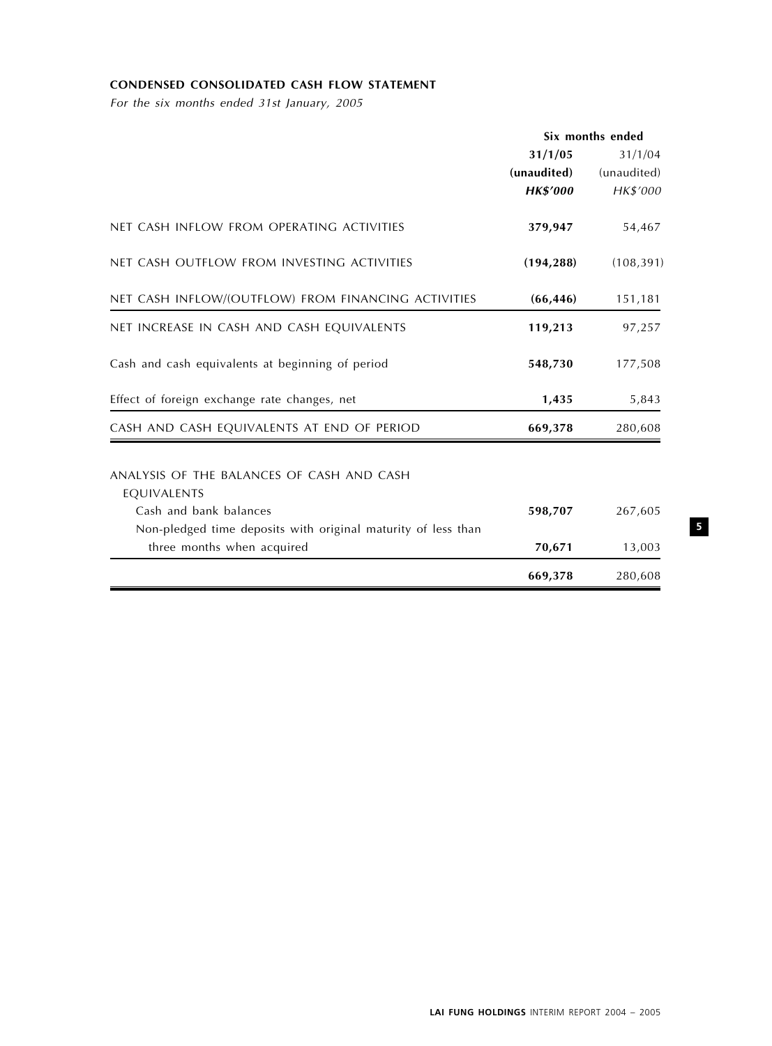**CONDENSED CONSOLIDATED CASH FLOW STATEMENT**

*For the six months ended 31st January, 2005*

| | Six months ended | |
|---|---|---|
| | **31/1/05** | 31/1/04 |
| | **(unaudited)** | (unaudited) |
| | ***HK$'000*** | *HK$'000* |
| NET CASH INFLOW FROM OPERATING ACTIVITIES | **379,947** | 54,467 |
| NET CASH OUTFLOW FROM INVESTING ACTIVITIES | **(194,288)** | (108,391) |
| NET CASH INFLOW/(OUTFLOW) FROM FINANCING ACTIVITIES | **(66,446)** | 151,181 |
| NET INCREASE IN CASH AND CASH EQUIVALENTS | **119,213** | 97,257 |
| Cash and cash equivalents at beginning of period | **548,730** | 177,508 |
| Effect of foreign exchange rate changes, net | **1,435** | 5,843 |
| CASH AND CASH EQUIVALENTS AT END OF PERIOD | **669,378** | 280,608 |
| ANALYSIS OF THE BALANCES OF CASH AND CASH EQUIVALENTS | | |
| Cash and bank balances | **598,707** | 267,605 |
| Non-pledged time deposits with original maturity of less than three months when acquired | **70,671** | 13,003 |
| | **669,378** | 280,608 |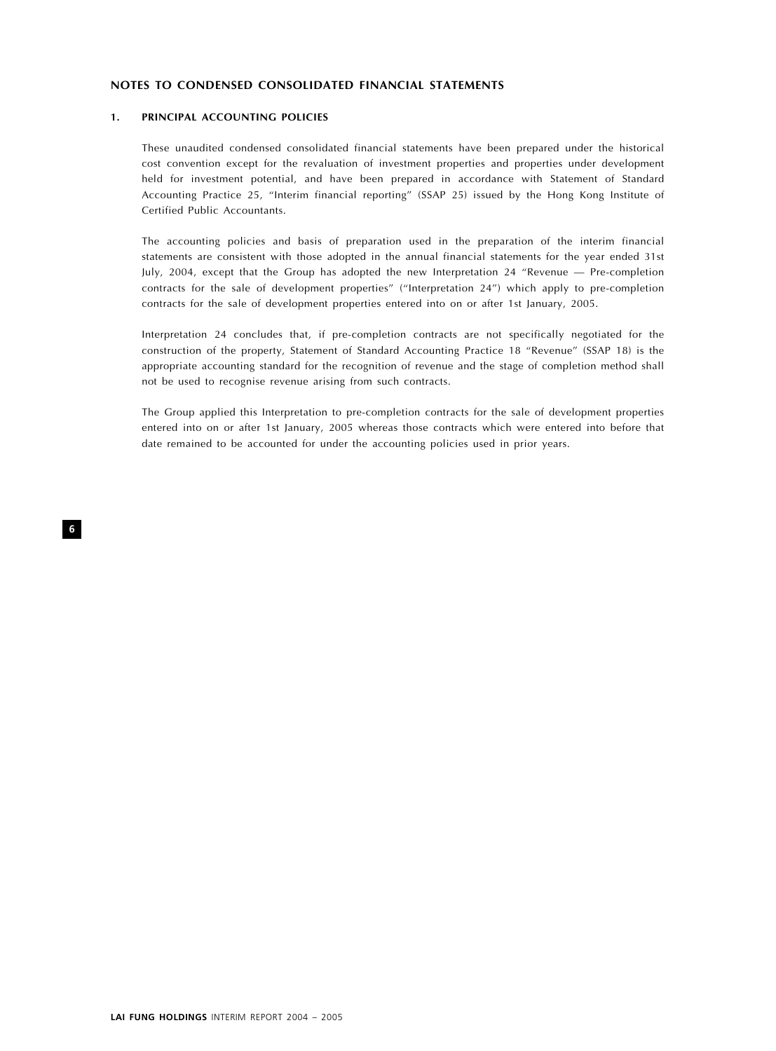## NOTES TO CONDENSED CONSOLIDATED FINANCIAL STATEMENTS

### 1. PRINCIPAL ACCOUNTING POLICIES

These unaudited condensed consolidated financial statements have been prepared under the historical cost convention except for the revaluation of investment properties and properties under development held for investment potential, and have been prepared in accordance with Statement of Standard Accounting Practice 25, "Interim financial reporting" (SSAP 25) issued by the Hong Kong Institute of Certified Public Accountants.

The accounting policies and basis of preparation used in the preparation of the interim financial statements are consistent with those adopted in the annual financial statements for the year ended 31st July, 2004, except that the Group has adopted the new Interpretation 24 "Revenue — Pre-completion contracts for the sale of development properties" ("Interpretation 24") which apply to pre-completion contracts for the sale of development properties entered into on or after 1st January, 2005.

Interpretation 24 concludes that, if pre-completion contracts are not specifically negotiated for the construction of the property, Statement of Standard Accounting Practice 18 "Revenue" (SSAP 18) is the appropriate accounting standard for the recognition of revenue and the stage of completion method shall not be used to recognise revenue arising from such contracts.

The Group applied this Interpretation to pre-completion contracts for the sale of development properties entered into on or after 1st January, 2005 whereas those contracts which were entered into before that date remained to be accounted for under the accounting policies used in prior years.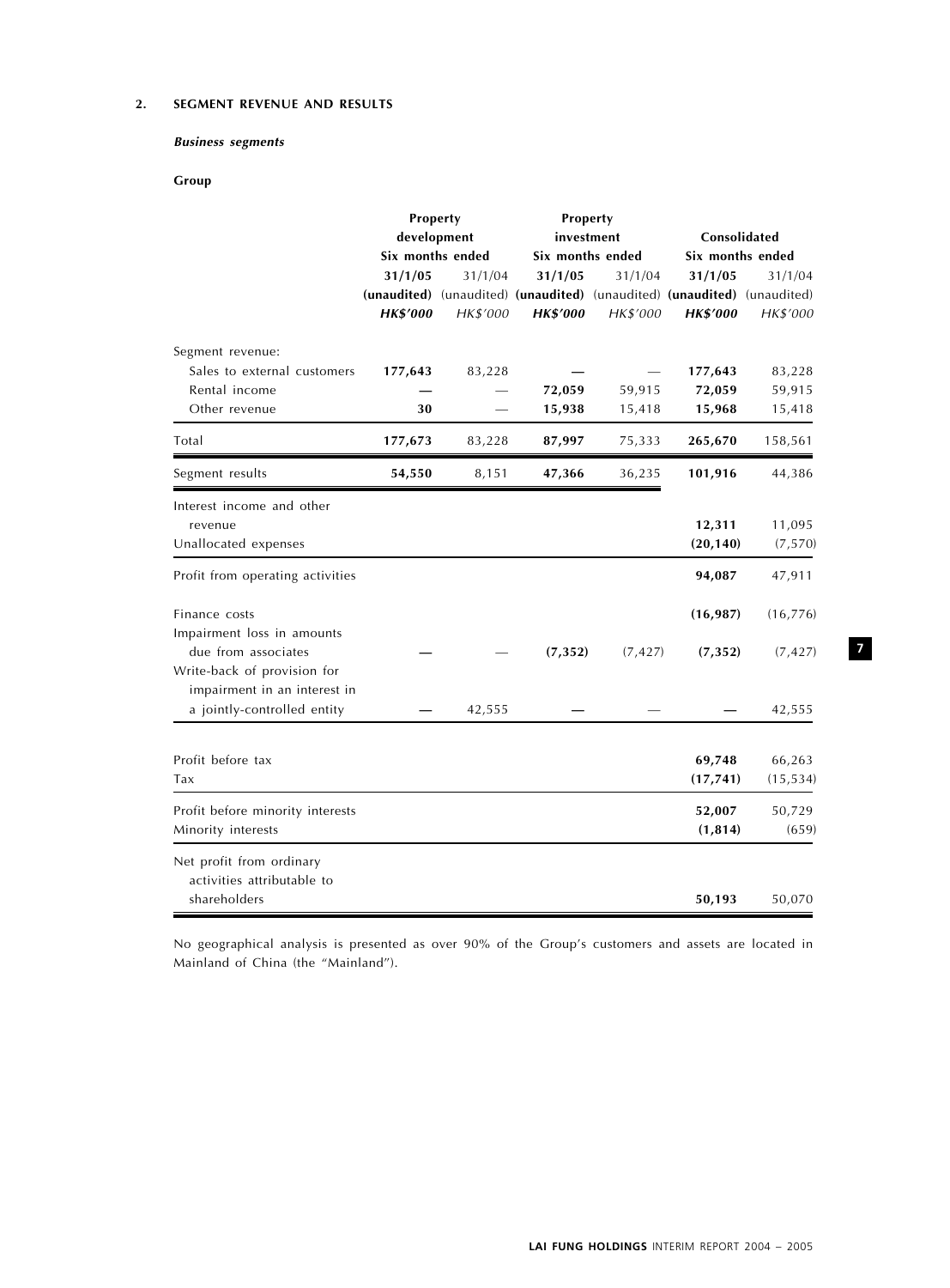## 2. SEGMENT REVENUE AND RESULTS

***Business segments***

**Group**

| | Property development | | Property investment | | Consolidated | |
|---|---|---|---|---|---|---|
| | Six months ended | | Six months ended | | Six months ended | |
| | **31/1/05** | 31/1/04 | **31/1/05** | 31/1/04 | **31/1/05** | 31/1/04 |
| | **(unaudited)** | (unaudited) | **(unaudited)** | (unaudited) | **(unaudited)** | (unaudited) |
| | ***HK$'000*** | *HK$'000* | ***HK$'000*** | *HK$'000* | ***HK$'000*** | *HK$'000* |
| Segment revenue: | | | | | | |
| Sales to external customers | **177,643** | 83,228 | **—** | — | **177,643** | 83,228 |
| Rental income | **—** | — | **72,059** | 59,915 | **72,059** | 59,915 |
| Other revenue | **30** | — | **15,938** | 15,418 | **15,968** | 15,418 |
| Total | **177,673** | 83,228 | **87,997** | 75,333 | **265,670** | 158,561 |
| Segment results | **54,550** | 8,151 | **47,366** | 36,235 | **101,916** | 44,386 |
| Interest income and other revenue | | | | | **12,311** | 11,095 |
| Unallocated expenses | | | | | **(20,140)** | (7,570) |
| Profit from operating activities | | | | | **94,087** | 47,911 |
| Finance costs | | | | | **(16,987)** | (16,776) |
| Impairment loss in amounts due from associates | **—** | — | **(7,352)** | (7,427) | **(7,352)** | (7,427) |
| Write-back of provision for impairment in an interest in a jointly-controlled entity | **—** | 42,555 | **—** | — | **—** | 42,555 |
| Profit before tax | | | | | **69,748** | 66,263 |
| Tax | | | | | **(17,741)** | (15,534) |
| Profit before minority interests | | | | | **52,007** | 50,729 |
| Minority interests | | | | | **(1,814)** | (659) |
| Net profit from ordinary activities attributable to shareholders | | | | | **50,193** | 50,070 |

No geographical analysis is presented as over 90% of the Group's customers and assets are located in Mainland of China (the "Mainland").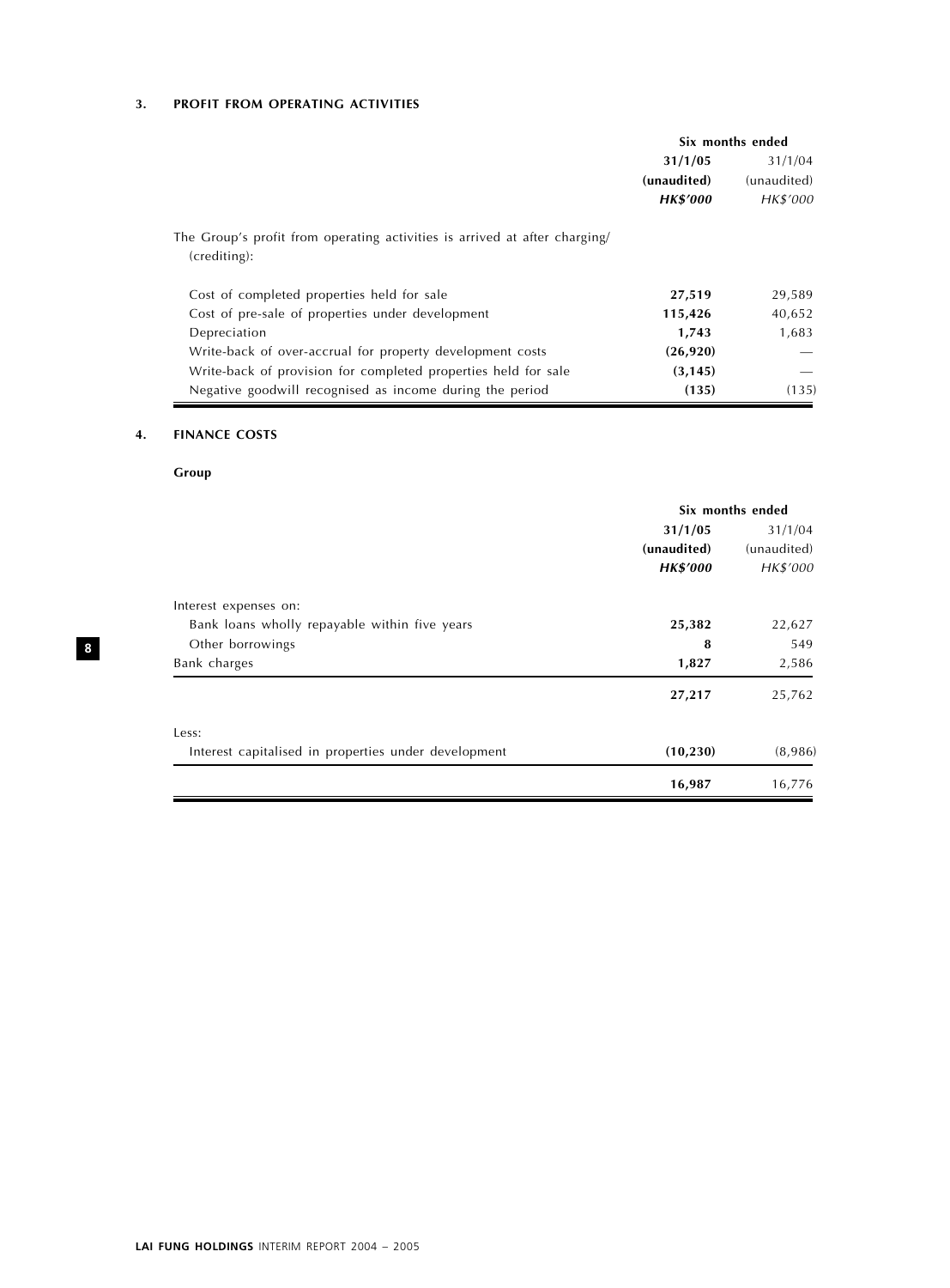### 3. PROFIT FROM OPERATING ACTIVITIES

| | Six months ended | |
|---|---|---|
| | **31/1/05** | 31/1/04 |
| | **(unaudited)** | (unaudited) |
| | ***HK$'000*** | *HK$'000* |
| The Group's profit from operating activities is arrived at after charging/(crediting): | | |
| Cost of completed properties held for sale | **27,519** | 29,589 |
| Cost of pre-sale of properties under development | **115,426** | 40,652 |
| Depreciation | **1,743** | 1,683 |
| Write-back of over-accrual for property development costs | **(26,920)** | — |
| Write-back of provision for completed properties held for sale | **(3,145)** | — |
| Negative goodwill recognised as income during the period | **(135)** | (135) |

### 4. FINANCE COSTS

**Group**

| | Six months ended | |
|---|---|---|
| | **31/1/05** | 31/1/04 |
| | **(unaudited)** | (unaudited) |
| | ***HK$'000*** | *HK$'000* |
| Interest expenses on: | | |
| Bank loans wholly repayable within five years | **25,382** | 22,627 |
| Other borrowings | **8** | 549 |
| Bank charges | **1,827** | 2,586 |
| | **27,217** | 25,762 |
| Less: | | |
| Interest capitalised in properties under development | **(10,230)** | (8,986) |
| | **16,987** | 16,776 |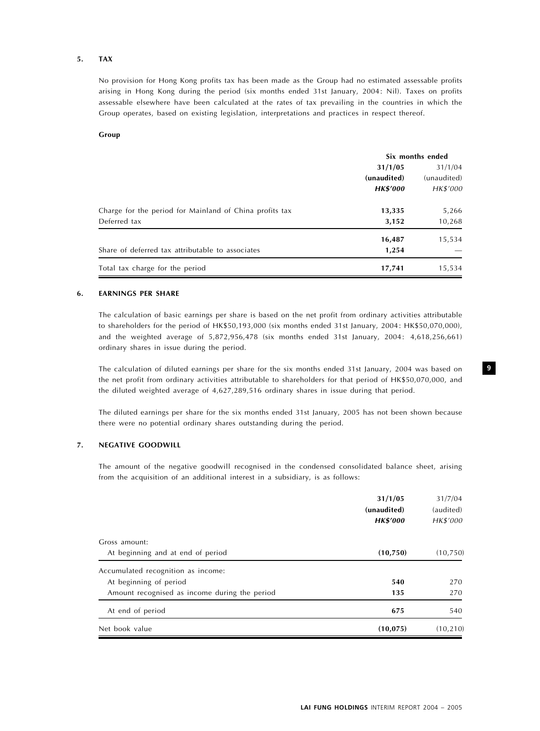## 5. TAX

No provision for Hong Kong profits tax has been made as the Group had no estimated assessable profits arising in Hong Kong during the period (six months ended 31st January, 2004: Nil). Taxes on profits assessable elsewhere have been calculated at the rates of tax prevailing in the countries in which the Group operates, based on existing legislation, interpretations and practices in respect thereof.

**Group**

| | Six months ended | |
|---|---|---|
| | **31/1/05** | 31/1/04 |
| | **(unaudited)** | (unaudited) |
| | ***HK$'000*** | *HK$'000* |
| Charge for the period for Mainland of China profits tax | **13,335** | 5,266 |
| Deferred tax | **3,152** | 10,268 |
| | **16,487** | 15,534 |
| Share of deferred tax attributable to associates | **1,254** | — |
| Total tax charge for the period | **17,741** | 15,534 |

## 6. EARNINGS PER SHARE

The calculation of basic earnings per share is based on the net profit from ordinary activities attributable to shareholders for the period of HK$50,193,000 (six months ended 31st January, 2004: HK$50,070,000), and the weighted average of 5,872,956,478 (six months ended 31st January, 2004: 4,618,256,661) ordinary shares in issue during the period.

The calculation of diluted earnings per share for the six months ended 31st January, 2004 was based on the net profit from ordinary activities attributable to shareholders for that period of HK$50,070,000, and the diluted weighted average of 4,627,289,516 ordinary shares in issue during that period.

The diluted earnings per share for the six months ended 31st January, 2005 has not been shown because there were no potential ordinary shares outstanding during the period.

## 7. NEGATIVE GOODWILL

The amount of the negative goodwill recognised in the condensed consolidated balance sheet, arising from the acquisition of an additional interest in a subsidiary, is as follows:

| | **31/1/05** | 31/7/04 |
|---|---|---|
| | **(unaudited)** | (audited) |
| | ***HK$'000*** | *HK$'000* |
| Gross amount: | | |
| At beginning and at end of period | **(10,750)** | (10,750) |
| Accumulated recognition as income: | | |
| At beginning of period | **540** | 270 |
| Amount recognised as income during the period | **135** | 270 |
| At end of period | **675** | 540 |
| Net book value | **(10,075)** | (10,210) |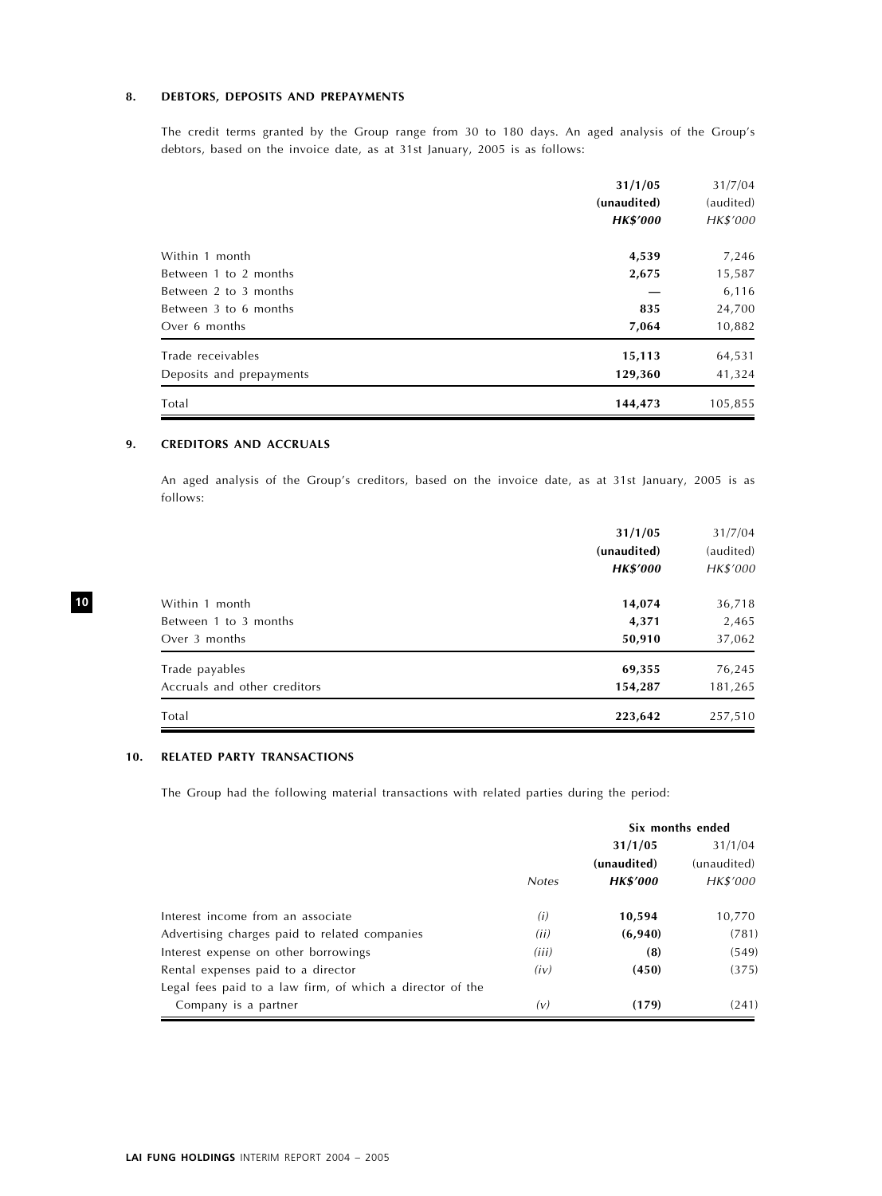## 8. DEBTORS, DEPOSITS AND PREPAYMENTS

The credit terms granted by the Group range from 30 to 180 days. An aged analysis of the Group's debtors, based on the invoice date, as at 31st January, 2005 is as follows:

| | **31/1/05** | 31/7/04 |
|---|---|---|
| | **(unaudited)** | (audited) |
| | ***HK$'000*** | *HK$'000* |
| Within 1 month | **4,539** | 7,246 |
| Between 1 to 2 months | **2,675** | 15,587 |
| Between 2 to 3 months | **—** | 6,116 |
| Between 3 to 6 months | **835** | 24,700 |
| Over 6 months | **7,064** | 10,882 |
| Trade receivables | **15,113** | 64,531 |
| Deposits and prepayments | **129,360** | 41,324 |
| Total | **144,473** | 105,855 |

## 9. CREDITORS AND ACCRUALS

An aged analysis of the Group's creditors, based on the invoice date, as at 31st January, 2005 is as follows:

| | **31/1/05** | 31/7/04 |
|---|---|---|
| | **(unaudited)** | (audited) |
| | ***HK$'000*** | *HK$'000* |
| Within 1 month | **14,074** | 36,718 |
| Between 1 to 3 months | **4,371** | 2,465 |
| Over 3 months | **50,910** | 37,062 |
| Trade payables | **69,355** | 76,245 |
| Accruals and other creditors | **154,287** | 181,265 |
| Total | **223,642** | 257,510 |

## 10. RELATED PARTY TRANSACTIONS

The Group had the following material transactions with related parties during the period:

| | | **Six months ended** | |
|---|---|---|---|
| | | **31/1/05** | 31/1/04 |
| | | **(unaudited)** | (unaudited) |
| | *Notes* | ***HK$'000*** | *HK$'000* |
| Interest income from an associate | *(i)* | **10,594** | 10,770 |
| Advertising charges paid to related companies | *(ii)* | **(6,940)** | (781) |
| Interest expense on other borrowings | *(iii)* | **(8)** | (549) |
| Rental expenses paid to a director | *(iv)* | **(450)** | (375) |
| Legal fees paid to a law firm, of which a director of the Company is a partner | *(v)* | **(179)** | (241) |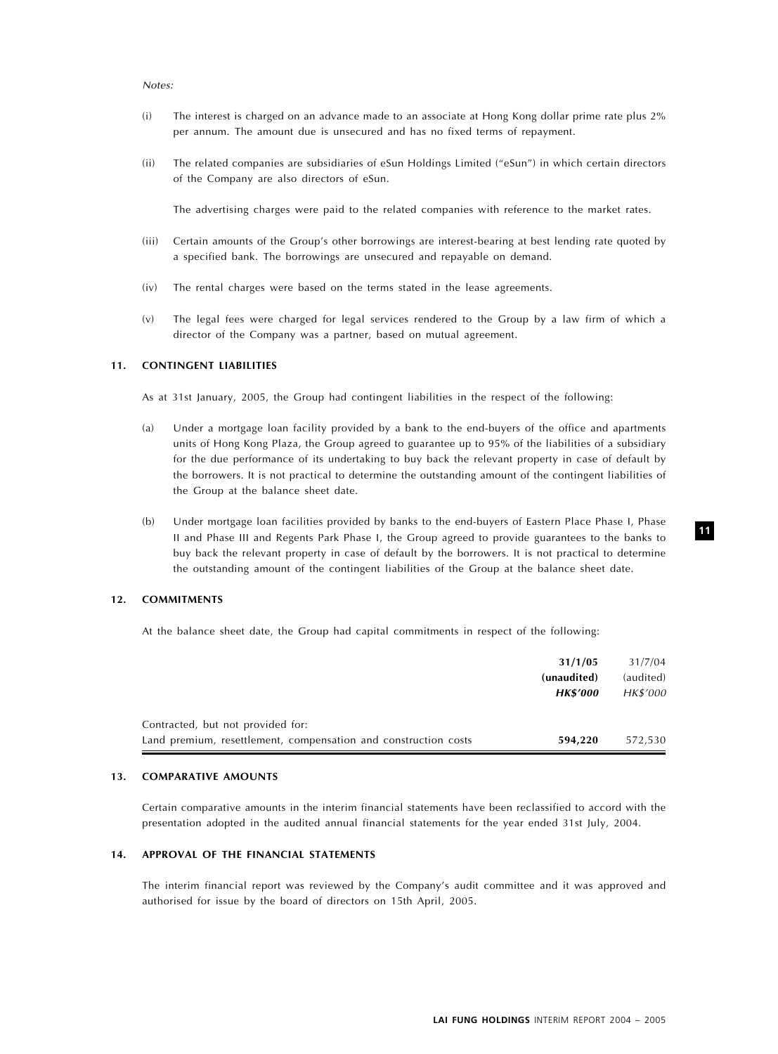*Notes:*

(i) The interest is charged on an advance made to an associate at Hong Kong dollar prime rate plus 2% per annum. The amount due is unsecured and has no fixed terms of repayment.

(ii) The related companies are subsidiaries of eSun Holdings Limited ("eSun") in which certain directors of the Company are also directors of eSun.

The advertising charges were paid to the related companies with reference to the market rates.

(iii) Certain amounts of the Group's other borrowings are interest-bearing at best lending rate quoted by a specified bank. The borrowings are unsecured and repayable on demand.

(iv) The rental charges were based on the terms stated in the lease agreements.

(v) The legal fees were charged for legal services rendered to the Group by a law firm of which a director of the Company was a partner, based on mutual agreement.

## 11. CONTINGENT LIABILITIES

As at 31st January, 2005, the Group had contingent liabilities in the respect of the following:

(a) Under a mortgage loan facility provided by a bank to the end-buyers of the office and apartments units of Hong Kong Plaza, the Group agreed to guarantee up to 95% of the liabilities of a subsidiary for the due performance of its undertaking to buy back the relevant property in case of default by the borrowers. It is not practical to determine the outstanding amount of the contingent liabilities of the Group at the balance sheet date.

(b) Under mortgage loan facilities provided by banks to the end-buyers of Eastern Place Phase I, Phase II and Phase III and Regents Park Phase I, the Group agreed to provide guarantees to the banks to buy back the relevant property in case of default by the borrowers. It is not practical to determine the outstanding amount of the contingent liabilities of the Group at the balance sheet date.

## 12. COMMITMENTS

At the balance sheet date, the Group had capital commitments in respect of the following:

| | **31/1/05** | 31/7/04 |
|---|---|---|
| | **(unaudited)** | (audited) |
| | ***HK$'000*** | *HK$'000* |
| Contracted, but not provided for: | | |
| Land premium, resettlement, compensation and construction costs | **594,220** | 572,530 |

## 13. COMPARATIVE AMOUNTS

Certain comparative amounts in the interim financial statements have been reclassified to accord with the presentation adopted in the audited annual financial statements for the year ended 31st July, 2004.

## 14. APPROVAL OF THE FINANCIAL STATEMENTS

The interim financial report was reviewed by the Company's audit committee and it was approved and authorised for issue by the board of directors on 15th April, 2005.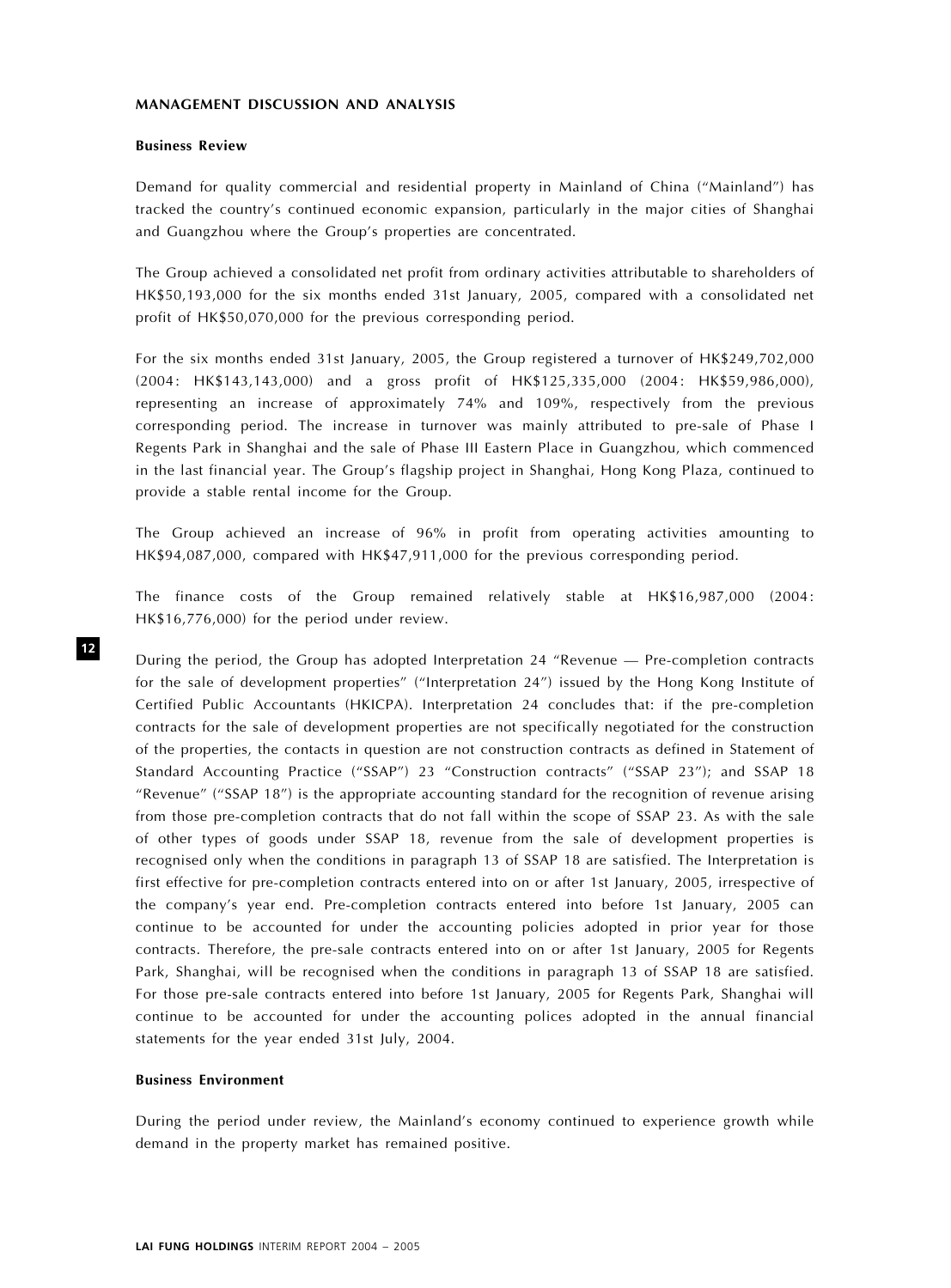## MANAGEMENT DISCUSSION AND ANALYSIS

### Business Review

Demand for quality commercial and residential property in Mainland of China ("Mainland") has tracked the country's continued economic expansion, particularly in the major cities of Shanghai and Guangzhou where the Group's properties are concentrated.

The Group achieved a consolidated net profit from ordinary activities attributable to shareholders of HK$50,193,000 for the six months ended 31st January, 2005, compared with a consolidated net profit of HK$50,070,000 for the previous corresponding period.

For the six months ended 31st January, 2005, the Group registered a turnover of HK$249,702,000 (2004: HK$143,143,000) and a gross profit of HK$125,335,000 (2004: HK$59,986,000), representing an increase of approximately 74% and 109%, respectively from the previous corresponding period. The increase in turnover was mainly attributed to pre-sale of Phase I Regents Park in Shanghai and the sale of Phase III Eastern Place in Guangzhou, which commenced in the last financial year. The Group's flagship project in Shanghai, Hong Kong Plaza, continued to provide a stable rental income for the Group.

The Group achieved an increase of 96% in profit from operating activities amounting to HK$94,087,000, compared with HK$47,911,000 for the previous corresponding period.

The finance costs of the Group remained relatively stable at HK$16,987,000 (2004: HK$16,776,000) for the period under review.

During the period, the Group has adopted Interpretation 24 "Revenue — Pre-completion contracts for the sale of development properties" ("Interpretation 24") issued by the Hong Kong Institute of Certified Public Accountants (HKICPA). Interpretation 24 concludes that: if the pre-completion contracts for the sale of development properties are not specifically negotiated for the construction of the properties, the contacts in question are not construction contracts as defined in Statement of Standard Accounting Practice ("SSAP") 23 "Construction contracts" ("SSAP 23"); and SSAP 18 "Revenue" ("SSAP 18") is the appropriate accounting standard for the recognition of revenue arising from those pre-completion contracts that do not fall within the scope of SSAP 23. As with the sale of other types of goods under SSAP 18, revenue from the sale of development properties is recognised only when the conditions in paragraph 13 of SSAP 18 are satisfied. The Interpretation is first effective for pre-completion contracts entered into on or after 1st January, 2005, irrespective of the company's year end. Pre-completion contracts entered into before 1st January, 2005 can continue to be accounted for under the accounting policies adopted in prior year for those contracts. Therefore, the pre-sale contracts entered into on or after 1st January, 2005 for Regents Park, Shanghai, will be recognised when the conditions in paragraph 13 of SSAP 18 are satisfied. For those pre-sale contracts entered into before 1st January, 2005 for Regents Park, Shanghai will continue to be accounted for under the accounting polices adopted in the annual financial statements for the year ended 31st July, 2004.

### Business Environment

During the period under review, the Mainland's economy continued to experience growth while demand in the property market has remained positive.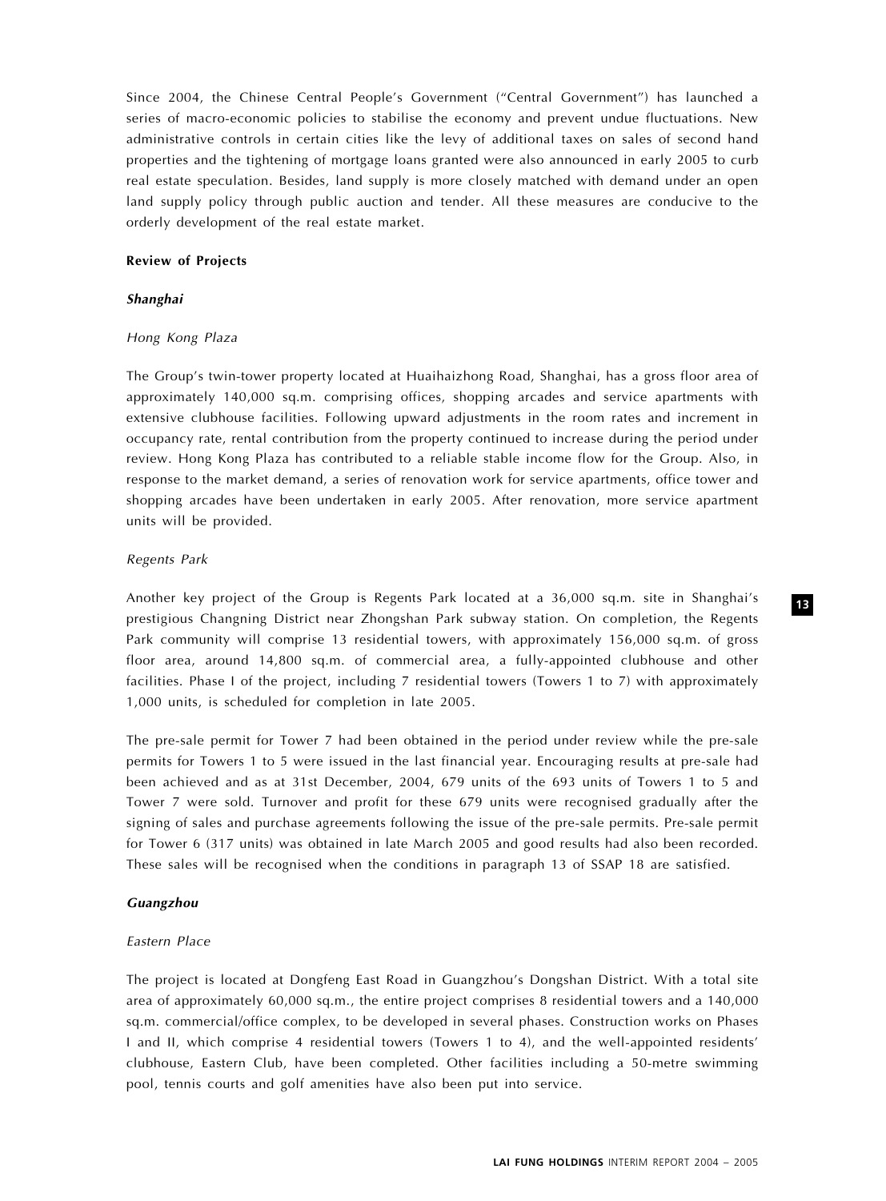Since 2004, the Chinese Central People's Government ("Central Government") has launched a series of macro-economic policies to stabilise the economy and prevent undue fluctuations. New administrative controls in certain cities like the levy of additional taxes on sales of second hand properties and the tightening of mortgage loans granted were also announced in early 2005 to curb real estate speculation. Besides, land supply is more closely matched with demand under an open land supply policy through public auction and tender. All these measures are conducive to the orderly development of the real estate market.

**Review of Projects**

***Shanghai***

*Hong Kong Plaza*

The Group's twin-tower property located at Huaihaizhong Road, Shanghai, has a gross floor area of approximately 140,000 sq.m. comprising offices, shopping arcades and service apartments with extensive clubhouse facilities. Following upward adjustments in the room rates and increment in occupancy rate, rental contribution from the property continued to increase during the period under review. Hong Kong Plaza has contributed to a reliable stable income flow for the Group. Also, in response to the market demand, a series of renovation work for service apartments, office tower and shopping arcades have been undertaken in early 2005. After renovation, more service apartment units will be provided.

*Regents Park*

Another key project of the Group is Regents Park located at a 36,000 sq.m. site in Shanghai's prestigious Changning District near Zhongshan Park subway station. On completion, the Regents Park community will comprise 13 residential towers, with approximately 156,000 sq.m. of gross floor area, around 14,800 sq.m. of commercial area, a fully-appointed clubhouse and other facilities. Phase I of the project, including 7 residential towers (Towers 1 to 7) with approximately 1,000 units, is scheduled for completion in late 2005.

The pre-sale permit for Tower 7 had been obtained in the period under review while the pre-sale permits for Towers 1 to 5 were issued in the last financial year. Encouraging results at pre-sale had been achieved and as at 31st December, 2004, 679 units of the 693 units of Towers 1 to 5 and Tower 7 were sold. Turnover and profit for these 679 units were recognised gradually after the signing of sales and purchase agreements following the issue of the pre-sale permits. Pre-sale permit for Tower 6 (317 units) was obtained in late March 2005 and good results had also been recorded. These sales will be recognised when the conditions in paragraph 13 of SSAP 18 are satisfied.

***Guangzhou***

*Eastern Place*

The project is located at Dongfeng East Road in Guangzhou's Dongshan District. With a total site area of approximately 60,000 sq.m., the entire project comprises 8 residential towers and a 140,000 sq.m. commercial/office complex, to be developed in several phases. Construction works on Phases I and II, which comprise 4 residential towers (Towers 1 to 4), and the well-appointed residents' clubhouse, Eastern Club, have been completed. Other facilities including a 50-metre swimming pool, tennis courts and golf amenities have also been put into service.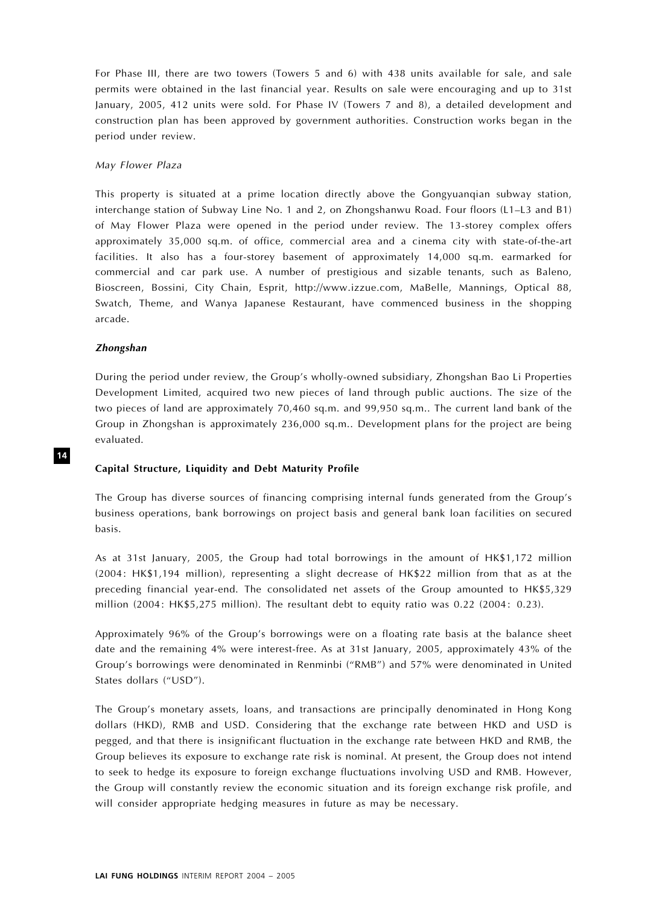For Phase III, there are two towers (Towers 5 and 6) with 438 units available for sale, and sale permits were obtained in the last financial year. Results on sale were encouraging and up to 31st January, 2005, 412 units were sold. For Phase IV (Towers 7 and 8), a detailed development and construction plan has been approved by government authorities. Construction works began in the period under review.

*May Flower Plaza*

This property is situated at a prime location directly above the Gongyuanqian subway station, interchange station of Subway Line No. 1 and 2, on Zhongshanwu Road. Four floors (L1–L3 and B1) of May Flower Plaza were opened in the period under review. The 13-storey complex offers approximately 35,000 sq.m. of office, commercial area and a cinema city with state-of-the-art facilities. It also has a four-storey basement of approximately 14,000 sq.m. earmarked for commercial and car park use. A number of prestigious and sizable tenants, such as Baleno, Bioscreen, Bossini, City Chain, Esprit, http://www.izzue.com, MaBelle, Mannings, Optical 88, Swatch, Theme, and Wanya Japanese Restaurant, have commenced business in the shopping arcade.

***Zhongshan***

During the period under review, the Group's wholly-owned subsidiary, Zhongshan Bao Li Properties Development Limited, acquired two new pieces of land through public auctions. The size of the two pieces of land are approximately 70,460 sq.m. and 99,950 sq.m.. The current land bank of the Group in Zhongshan is approximately 236,000 sq.m.. Development plans for the project are being evaluated.

**Capital Structure, Liquidity and Debt Maturity Profile**

The Group has diverse sources of financing comprising internal funds generated from the Group's business operations, bank borrowings on project basis and general bank loan facilities on secured basis.

As at 31st January, 2005, the Group had total borrowings in the amount of HK$1,172 million (2004: HK$1,194 million), representing a slight decrease of HK$22 million from that as at the preceding financial year-end. The consolidated net assets of the Group amounted to HK$5,329 million (2004: HK$5,275 million). The resultant debt to equity ratio was 0.22 (2004: 0.23).

Approximately 96% of the Group's borrowings were on a floating rate basis at the balance sheet date and the remaining 4% were interest-free. As at 31st January, 2005, approximately 43% of the Group's borrowings were denominated in Renminbi ("RMB") and 57% were denominated in United States dollars ("USD").

The Group's monetary assets, loans, and transactions are principally denominated in Hong Kong dollars (HKD), RMB and USD. Considering that the exchange rate between HKD and USD is pegged, and that there is insignificant fluctuation in the exchange rate between HKD and RMB, the Group believes its exposure to exchange rate risk is nominal. At present, the Group does not intend to seek to hedge its exposure to foreign exchange fluctuations involving USD and RMB. However, the Group will constantly review the economic situation and its foreign exchange risk profile, and will consider appropriate hedging measures in future as may be necessary.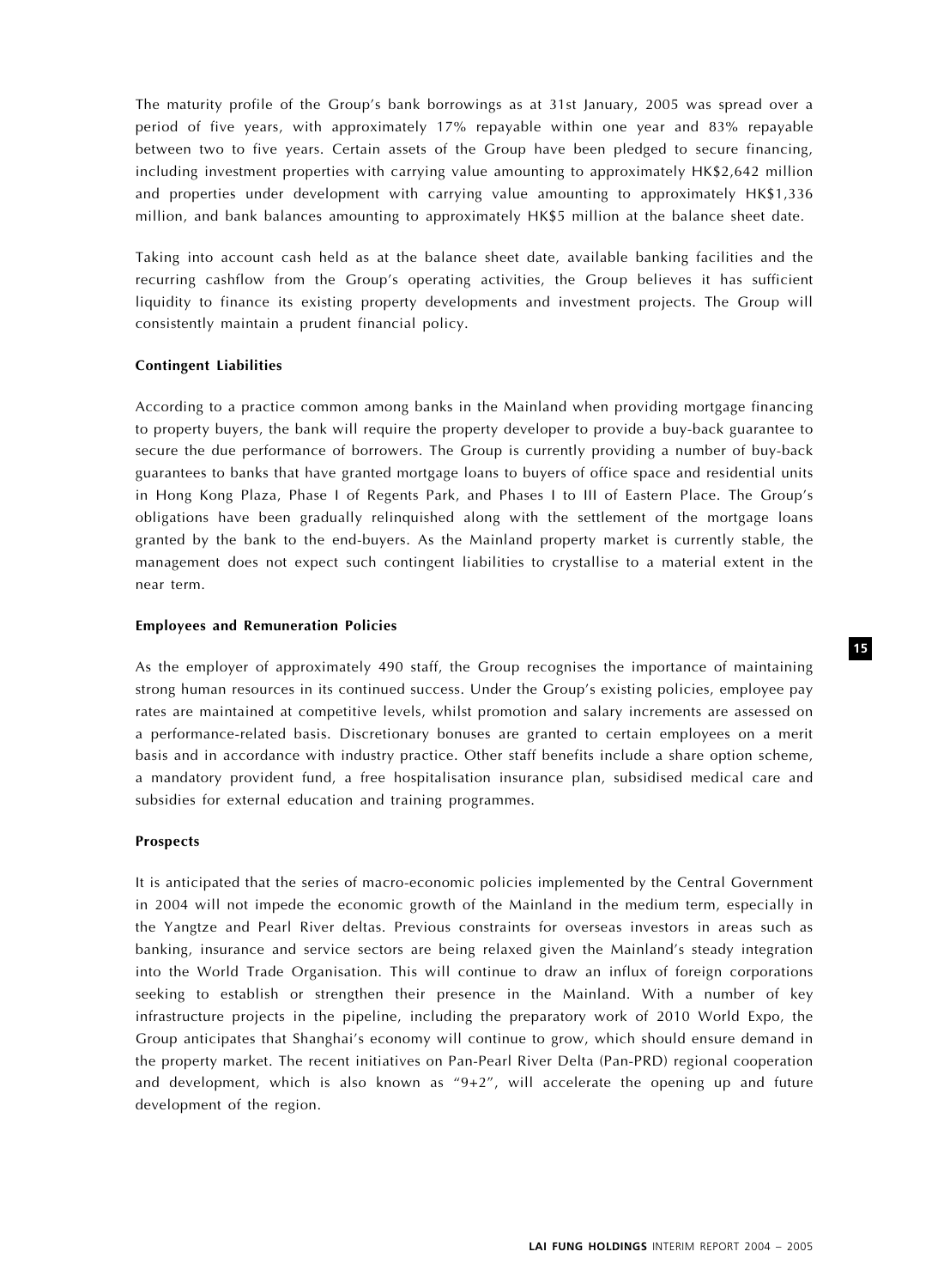The maturity profile of the Group's bank borrowings as at 31st January, 2005 was spread over a period of five years, with approximately 17% repayable within one year and 83% repayable between two to five years. Certain assets of the Group have been pledged to secure financing, including investment properties with carrying value amounting to approximately HK$2,642 million and properties under development with carrying value amounting to approximately HK$1,336 million, and bank balances amounting to approximately HK$5 million at the balance sheet date.

Taking into account cash held as at the balance sheet date, available banking facilities and the recurring cashflow from the Group's operating activities, the Group believes it has sufficient liquidity to finance its existing property developments and investment projects. The Group will consistently maintain a prudent financial policy.

**Contingent Liabilities**

According to a practice common among banks in the Mainland when providing mortgage financing to property buyers, the bank will require the property developer to provide a buy-back guarantee to secure the due performance of borrowers. The Group is currently providing a number of buy-back guarantees to banks that have granted mortgage loans to buyers of office space and residential units in Hong Kong Plaza, Phase I of Regents Park, and Phases I to III of Eastern Place. The Group's obligations have been gradually relinquished along with the settlement of the mortgage loans granted by the bank to the end-buyers. As the Mainland property market is currently stable, the management does not expect such contingent liabilities to crystallise to a material extent in the near term.

**Employees and Remuneration Policies**

As the employer of approximately 490 staff, the Group recognises the importance of maintaining strong human resources in its continued success. Under the Group's existing policies, employee pay rates are maintained at competitive levels, whilst promotion and salary increments are assessed on a performance-related basis. Discretionary bonuses are granted to certain employees on a merit basis and in accordance with industry practice. Other staff benefits include a share option scheme, a mandatory provident fund, a free hospitalisation insurance plan, subsidised medical care and subsidies for external education and training programmes.

**Prospects**

It is anticipated that the series of macro-economic policies implemented by the Central Government in 2004 will not impede the economic growth of the Mainland in the medium term, especially in the Yangtze and Pearl River deltas. Previous constraints for overseas investors in areas such as banking, insurance and service sectors are being relaxed given the Mainland's steady integration into the World Trade Organisation. This will continue to draw an influx of foreign corporations seeking to establish or strengthen their presence in the Mainland. With a number of key infrastructure projects in the pipeline, including the preparatory work of 2010 World Expo, the Group anticipates that Shanghai's economy will continue to grow, which should ensure demand in the property market. The recent initiatives on Pan-Pearl River Delta (Pan-PRD) regional cooperation and development, which is also known as "9+2", will accelerate the opening up and future development of the region.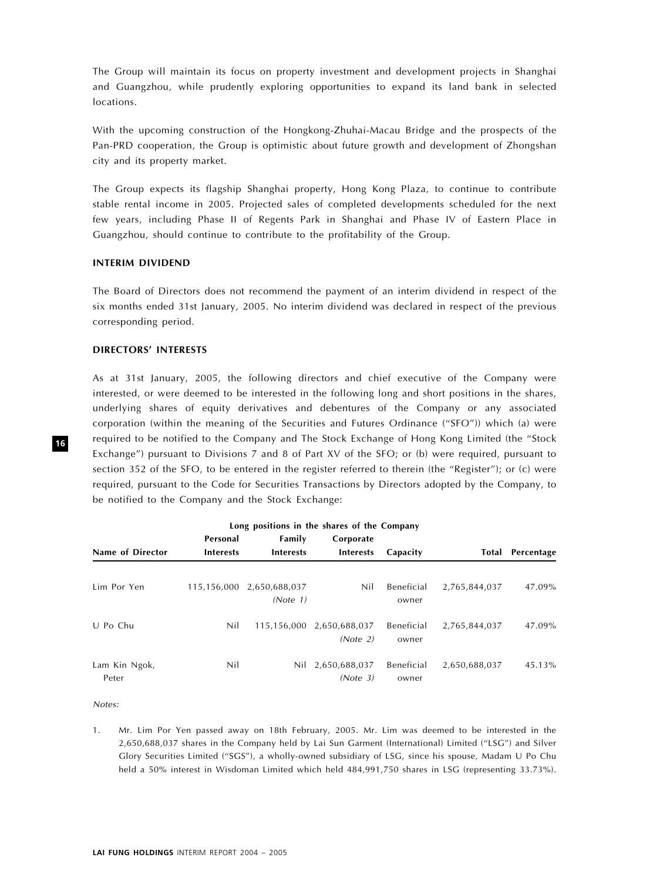The Group will maintain its focus on property investment and development projects in Shanghai and Guangzhou, while prudently exploring opportunities to expand its land bank in selected locations.

With the upcoming construction of the Hongkong-Zhuhai-Macau Bridge and the prospects of the Pan-PRD cooperation, the Group is optimistic about future growth and development of Zhongshan city and its property market.

The Group expects its flagship Shanghai property, Hong Kong Plaza, to continue to contribute stable rental income in 2005. Projected sales of completed developments scheduled for the next few years, including Phase II of Regents Park in Shanghai and Phase IV of Eastern Place in Guangzhou, should continue to contribute to the profitability of the Group.

## INTERIM DIVIDEND

The Board of Directors does not recommend the payment of an interim dividend in respect of the six months ended 31st January, 2005. No interim dividend was declared in respect of the previous corresponding period.

## DIRECTORS' INTERESTS

As at 31st January, 2005, the following directors and chief executive of the Company were interested, or were deemed to be interested in the following long and short positions in the shares, underlying shares of equity derivatives and debentures of the Company or any associated corporation (within the meaning of the Securities and Futures Ordinance ("SFO")) which (a) were required to be notified to the Company and The Stock Exchange of Hong Kong Limited (the "Stock Exchange") pursuant to Divisions 7 and 8 of Part XV of the SFO; or (b) were required, pursuant to section 352 of the SFO, to be entered in the register referred to therein (the "Register"); or (c) were required, pursuant to the Code for Securities Transactions by Directors adopted by the Company, to be notified to the Company and the Stock Exchange:

**Long positions in the shares of the Company**

| Name of Director | Personal Interests | Family Interests | Corporate Interests | Capacity | Total | Percentage |
|---|---|---|---|---|---|---|
| Lim Por Yen | 115,156,000 | 2,650,688,037 *(Note 1)* | Nil | Beneficial owner | 2,765,844,037 | 47.09% |
| U Po Chu | Nil | 115,156,000 | 2,650,688,037 *(Note 2)* | Beneficial owner | 2,765,844,037 | 47.09% |
| Lam Kin Ngok, Peter | Nil | Nil | 2,650,688,037 *(Note 3)* | Beneficial owner | 2,650,688,037 | 45.13% |

*Notes:*

1. Mr. Lim Por Yen passed away on 18th February, 2005. Mr. Lim was deemed to be interested in the 2,650,688,037 shares in the Company held by Lai Sun Garment (International) Limited ("LSG") and Silver Glory Securities Limited ("SGS"), a wholly-owned subsidiary of LSG, since his spouse, Madam U Po Chu held a 50% interest in Wisdoman Limited which held 484,991,750 shares in LSG (representing 33.73%).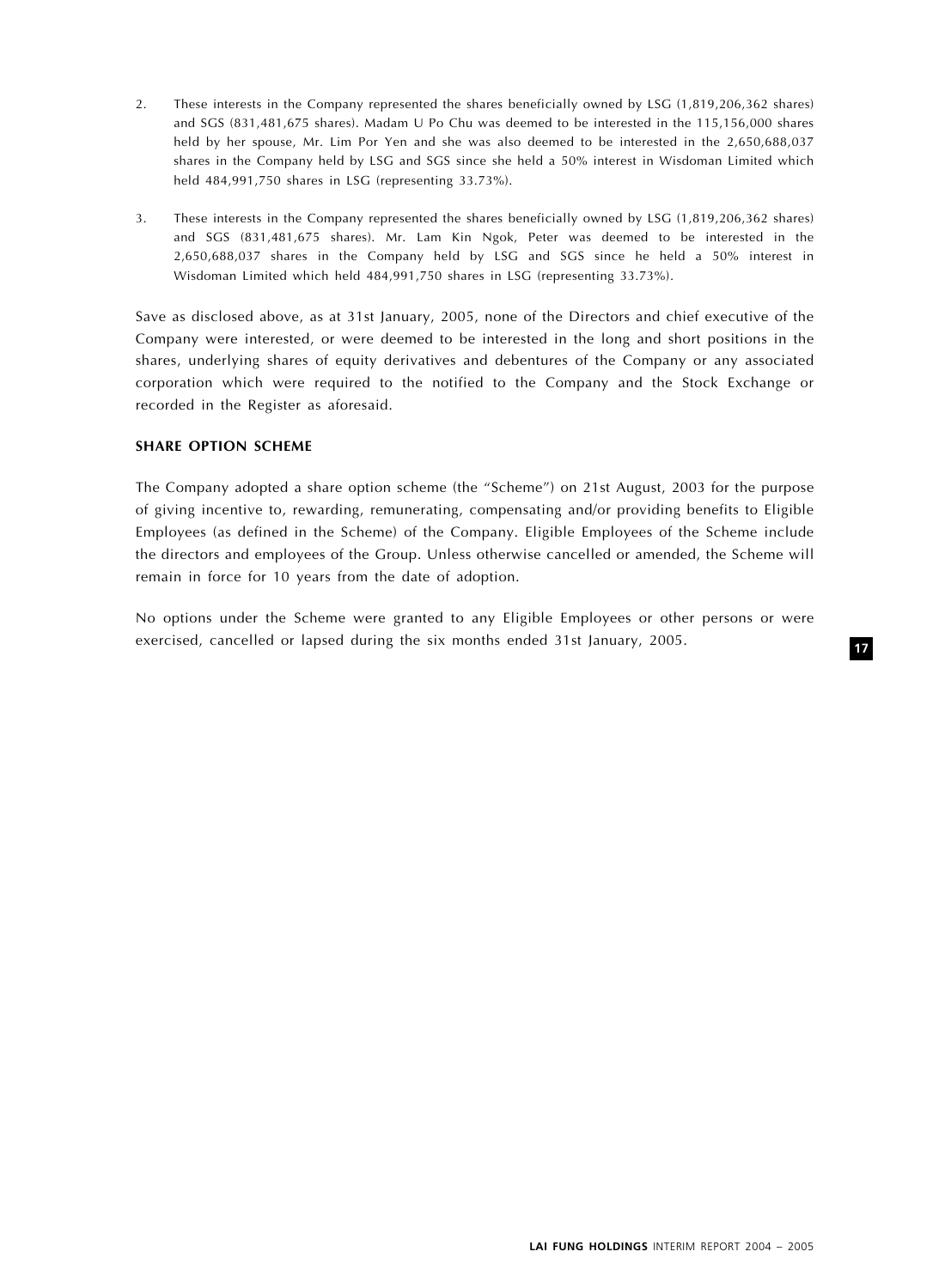2. These interests in the Company represented the shares beneficially owned by LSG (1,819,206,362 shares) and SGS (831,481,675 shares). Madam U Po Chu was deemed to be interested in the 115,156,000 shares held by her spouse, Mr. Lim Por Yen and she was also deemed to be interested in the 2,650,688,037 shares in the Company held by LSG and SGS since she held a 50% interest in Wisdoman Limited which held 484,991,750 shares in LSG (representing 33.73%).

3. These interests in the Company represented the shares beneficially owned by LSG (1,819,206,362 shares) and SGS (831,481,675 shares). Mr. Lam Kin Ngok, Peter was deemed to be interested in the 2,650,688,037 shares in the Company held by LSG and SGS since he held a 50% interest in Wisdoman Limited which held 484,991,750 shares in LSG (representing 33.73%).

Save as disclosed above, as at 31st January, 2005, none of the Directors and chief executive of the Company were interested, or were deemed to be interested in the long and short positions in the shares, underlying shares of equity derivatives and debentures of the Company or any associated corporation which were required to the notified to the Company and the Stock Exchange or recorded in the Register as aforesaid.

## SHARE OPTION SCHEME

The Company adopted a share option scheme (the "Scheme") on 21st August, 2003 for the purpose of giving incentive to, rewarding, remunerating, compensating and/or providing benefits to Eligible Employees (as defined in the Scheme) of the Company. Eligible Employees of the Scheme include the directors and employees of the Group. Unless otherwise cancelled or amended, the Scheme will remain in force for 10 years from the date of adoption.

No options under the Scheme were granted to any Eligible Employees or other persons or were exercised, cancelled or lapsed during the six months ended 31st January, 2005.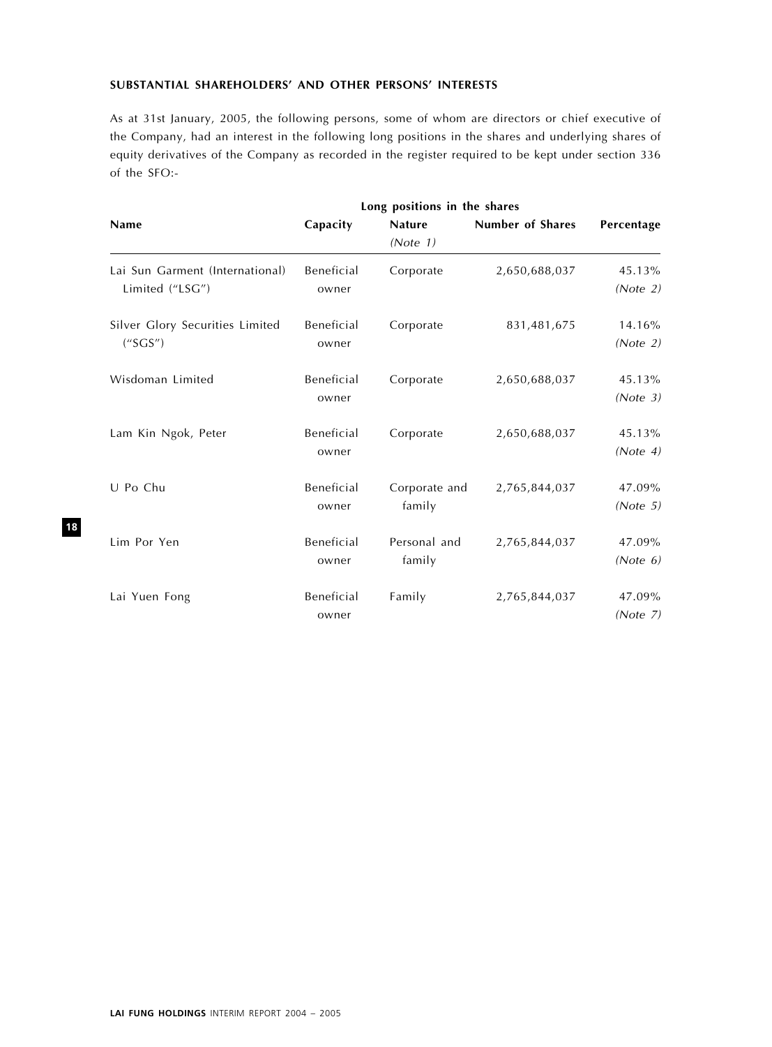**SUBSTANTIAL SHAREHOLDERS' AND OTHER PERSONS' INTERESTS**

As at 31st January, 2005, the following persons, some of whom are directors or chief executive of the Company, had an interest in the following long positions in the shares and underlying shares of equity derivatives of the Company as recorded in the register required to be kept under section 336 of the SFO:-

| | Long positions in the shares | | | |
|---|---|---|---|---|
| **Name** | **Capacity** | **Nature** *(Note 1)* | **Number of Shares** | **Percentage** |
| Lai Sun Garment (International) Limited ("LSG") | Beneficial owner | Corporate | 2,650,688,037 | 45.13% *(Note 2)* |
| Silver Glory Securities Limited ("SGS") | Beneficial owner | Corporate | 831,481,675 | 14.16% *(Note 2)* |
| Wisdoman Limited | Beneficial owner | Corporate | 2,650,688,037 | 45.13% *(Note 3)* |
| Lam Kin Ngok, Peter | Beneficial owner | Corporate | 2,650,688,037 | 45.13% *(Note 4)* |
| U Po Chu | Beneficial owner | Corporate and family | 2,765,844,037 | 47.09% *(Note 5)* |
| Lim Por Yen | Beneficial owner | Personal and family | 2,765,844,037 | 47.09% *(Note 6)* |
| Lai Yuen Fong | Beneficial owner | Family | 2,765,844,037 | 47.09% *(Note 7)* |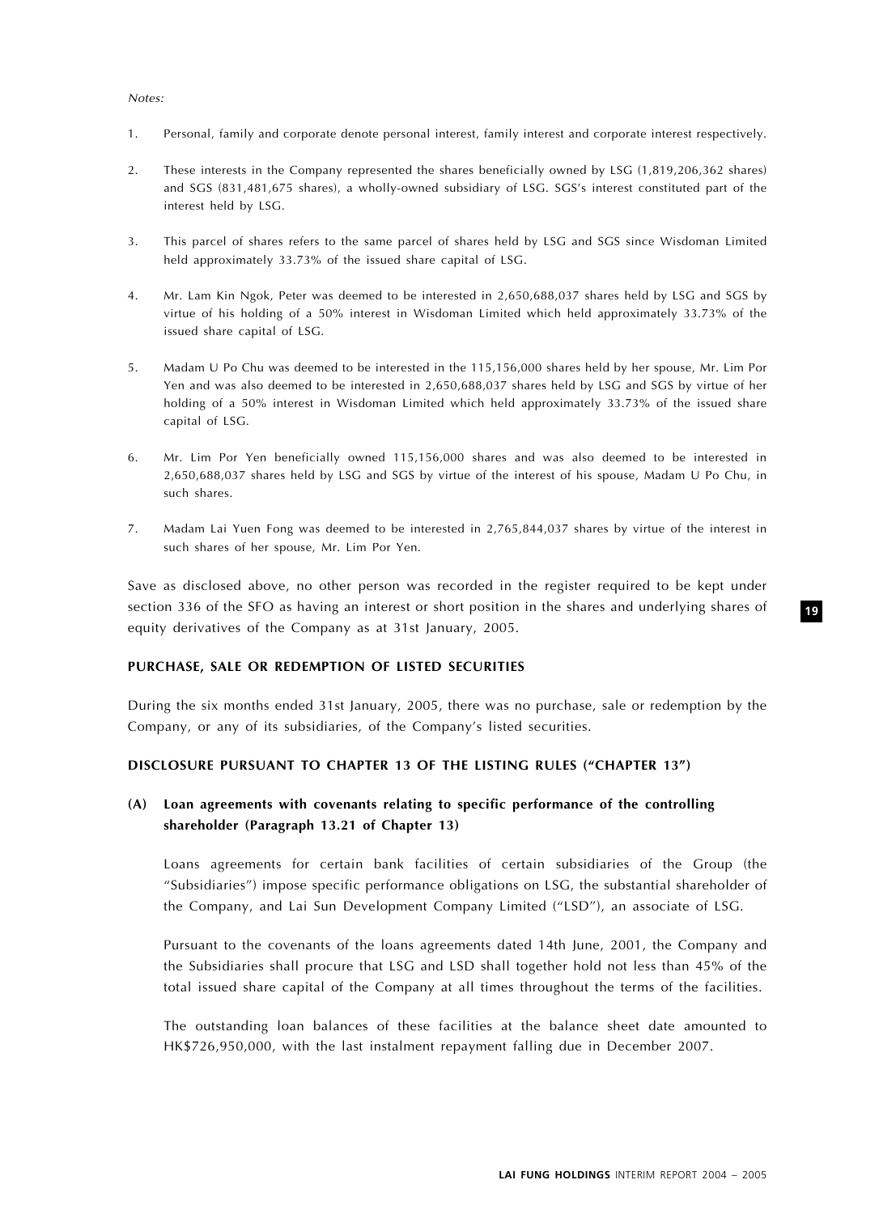*Notes:*

1. Personal, family and corporate denote personal interest, family interest and corporate interest respectively.

2. These interests in the Company represented the shares beneficially owned by LSG (1,819,206,362 shares) and SGS (831,481,675 shares), a wholly-owned subsidiary of LSG. SGS's interest constituted part of the interest held by LSG.

3. This parcel of shares refers to the same parcel of shares held by LSG and SGS since Wisdoman Limited held approximately 33.73% of the issued share capital of LSG.

4. Mr. Lam Kin Ngok, Peter was deemed to be interested in 2,650,688,037 shares held by LSG and SGS by virtue of his holding of a 50% interest in Wisdoman Limited which held approximately 33.73% of the issued share capital of LSG.

5. Madam U Po Chu was deemed to be interested in the 115,156,000 shares held by her spouse, Mr. Lim Por Yen and was also deemed to be interested in 2,650,688,037 shares held by LSG and SGS by virtue of her holding of a 50% interest in Wisdoman Limited which held approximately 33.73% of the issued share capital of LSG.

6. Mr. Lim Por Yen beneficially owned 115,156,000 shares and was also deemed to be interested in 2,650,688,037 shares held by LSG and SGS by virtue of the interest of his spouse, Madam U Po Chu, in such shares.

7. Madam Lai Yuen Fong was deemed to be interested in 2,765,844,037 shares by virtue of the interest in such shares of her spouse, Mr. Lim Por Yen.

Save as disclosed above, no other person was recorded in the register required to be kept under section 336 of the SFO as having an interest or short position in the shares and underlying shares of equity derivatives of the Company as at 31st January, 2005.

## PURCHASE, SALE OR REDEMPTION OF LISTED SECURITIES

During the six months ended 31st January, 2005, there was no purchase, sale or redemption by the Company, or any of its subsidiaries, of the Company's listed securities.

## DISCLOSURE PURSUANT TO CHAPTER 13 OF THE LISTING RULES ("CHAPTER 13")

### (A) Loan agreements with covenants relating to specific performance of the controlling shareholder (Paragraph 13.21 of Chapter 13)

Loans agreements for certain bank facilities of certain subsidiaries of the Group (the "Subsidiaries") impose specific performance obligations on LSG, the substantial shareholder of the Company, and Lai Sun Development Company Limited ("LSD"), an associate of LSG.

Pursuant to the covenants of the loans agreements dated 14th June, 2001, the Company and the Subsidiaries shall procure that LSG and LSD shall together hold not less than 45% of the total issued share capital of the Company at all times throughout the terms of the facilities.

The outstanding loan balances of these facilities at the balance sheet date amounted to HK$726,950,000, with the last instalment repayment falling due in December 2007.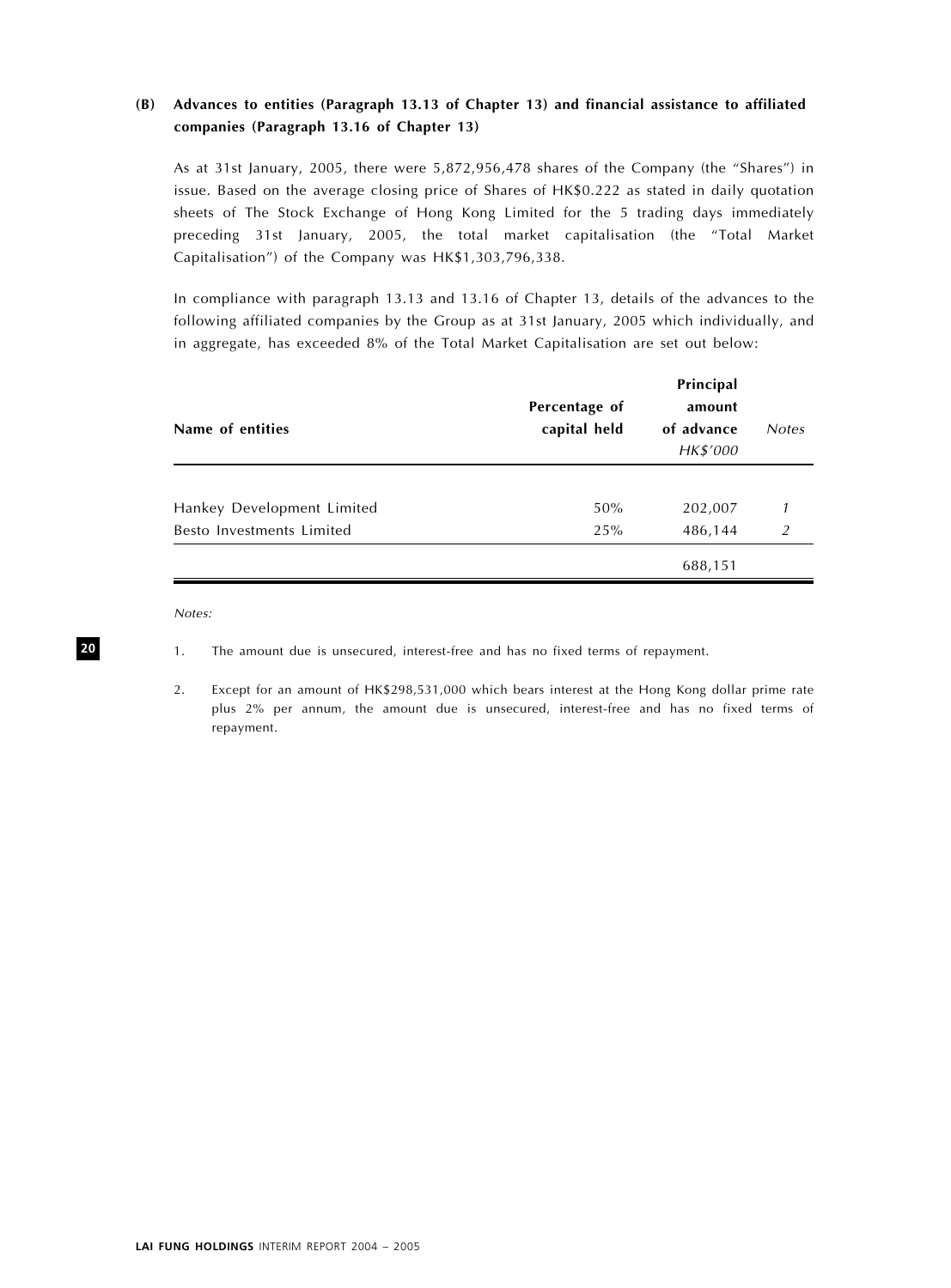### (B) Advances to entities (Paragraph 13.13 of Chapter 13) and financial assistance to affiliated companies (Paragraph 13.16 of Chapter 13)

As at 31st January, 2005, there were 5,872,956,478 shares of the Company (the "Shares") in issue. Based on the average closing price of Shares of HK$0.222 as stated in daily quotation sheets of The Stock Exchange of Hong Kong Limited for the 5 trading days immediately preceding 31st January, 2005, the total market capitalisation (the "Total Market Capitalisation") of the Company was HK$1,303,796,338.

In compliance with paragraph 13.13 and 13.16 of Chapter 13, details of the advances to the following affiliated companies by the Group as at 31st January, 2005 which individually, and in aggregate, has exceeded 8% of the Total Market Capitalisation are set out below:

| Name of entities | Percentage of capital held | Principal amount of advance *HK$'000* | *Notes* |
|---|---|---|---|
| Hankey Development Limited | 50% | 202,007 | *1* |
| Besto Investments Limited | 25% | 486,144 | *2* |
| | | 688,151 | |

*Notes:*

1. The amount due is unsecured, interest-free and has no fixed terms of repayment.

2. Except for an amount of HK$298,531,000 which bears interest at the Hong Kong dollar prime rate plus 2% per annum, the amount due is unsecured, interest-free and has no fixed terms of repayment.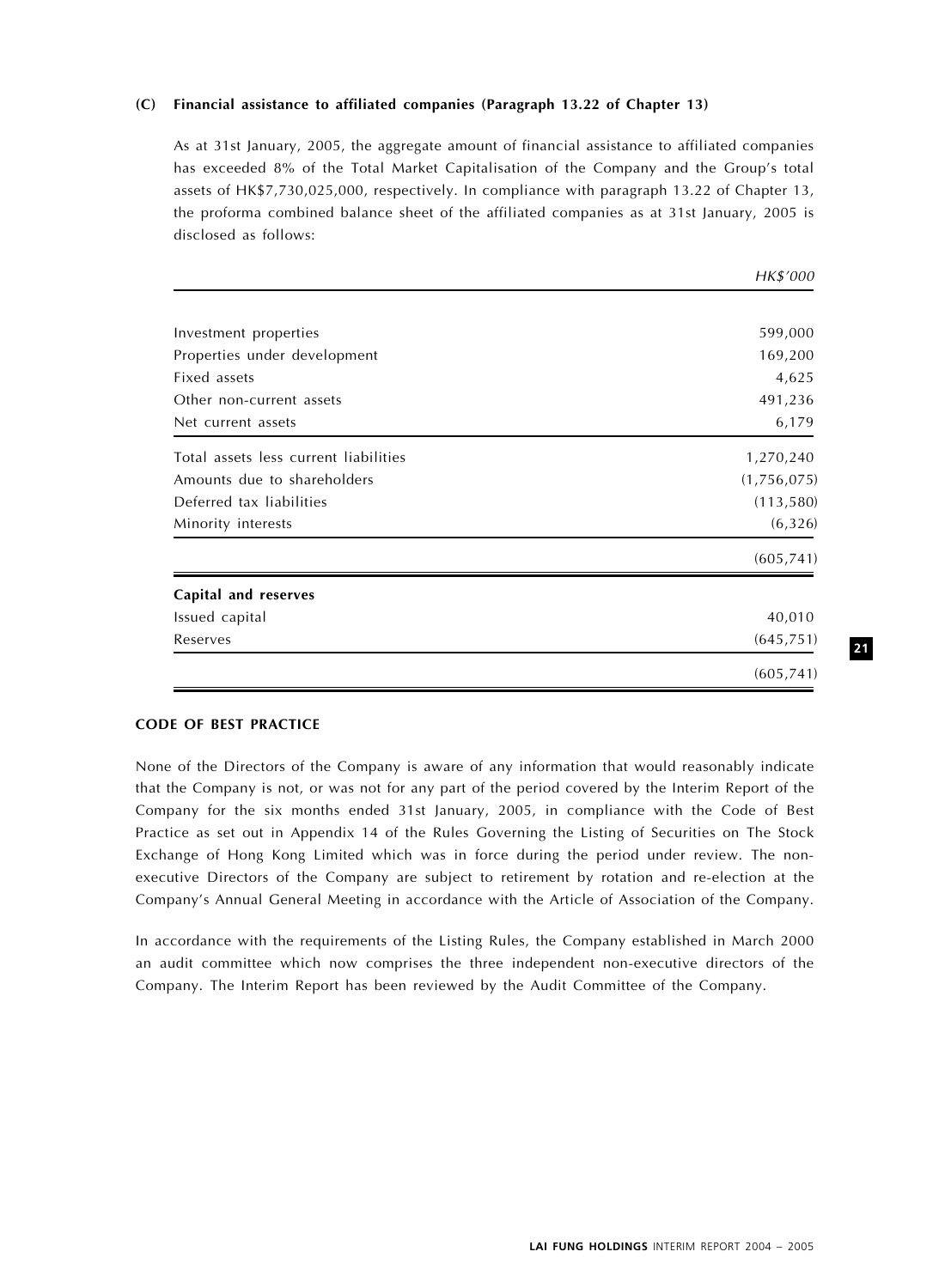### (C) Financial assistance to affiliated companies (Paragraph 13.22 of Chapter 13)

As at 31st January, 2005, the aggregate amount of financial assistance to affiliated companies has exceeded 8% of the Total Market Capitalisation of the Company and the Group's total assets of HK$7,730,025,000, respectively. In compliance with paragraph 13.22 of Chapter 13, the proforma combined balance sheet of the affiliated companies as at 31st January, 2005 is disclosed as follows:

| | *HK$'000* |
|---|---|
| Investment properties | 599,000 |
| Properties under development | 169,200 |
| Fixed assets | 4,625 |
| Other non-current assets | 491,236 |
| Net current assets | 6,179 |
| Total assets less current liabilities | 1,270,240 |
| Amounts due to shareholders | (1,756,075) |
| Deferred tax liabilities | (113,580) |
| Minority interests | (6,326) |
| | (605,741) |
| **Capital and reserves** | |
| Issued capital | 40,010 |
| Reserves | (645,751) |
| | (605,741) |

## CODE OF BEST PRACTICE

None of the Directors of the Company is aware of any information that would reasonably indicate that the Company is not, or was not for any part of the period covered by the Interim Report of the Company for the six months ended 31st January, 2005, in compliance with the Code of Best Practice as set out in Appendix 14 of the Rules Governing the Listing of Securities on The Stock Exchange of Hong Kong Limited which was in force during the period under review. The non-executive Directors of the Company are subject to retirement by rotation and re-election at the Company's Annual General Meeting in accordance with the Article of Association of the Company.

In accordance with the requirements of the Listing Rules, the Company established in March 2000 an audit committee which now comprises the three independent non-executive directors of the Company. The Interim Report has been reviewed by the Audit Committee of the Company.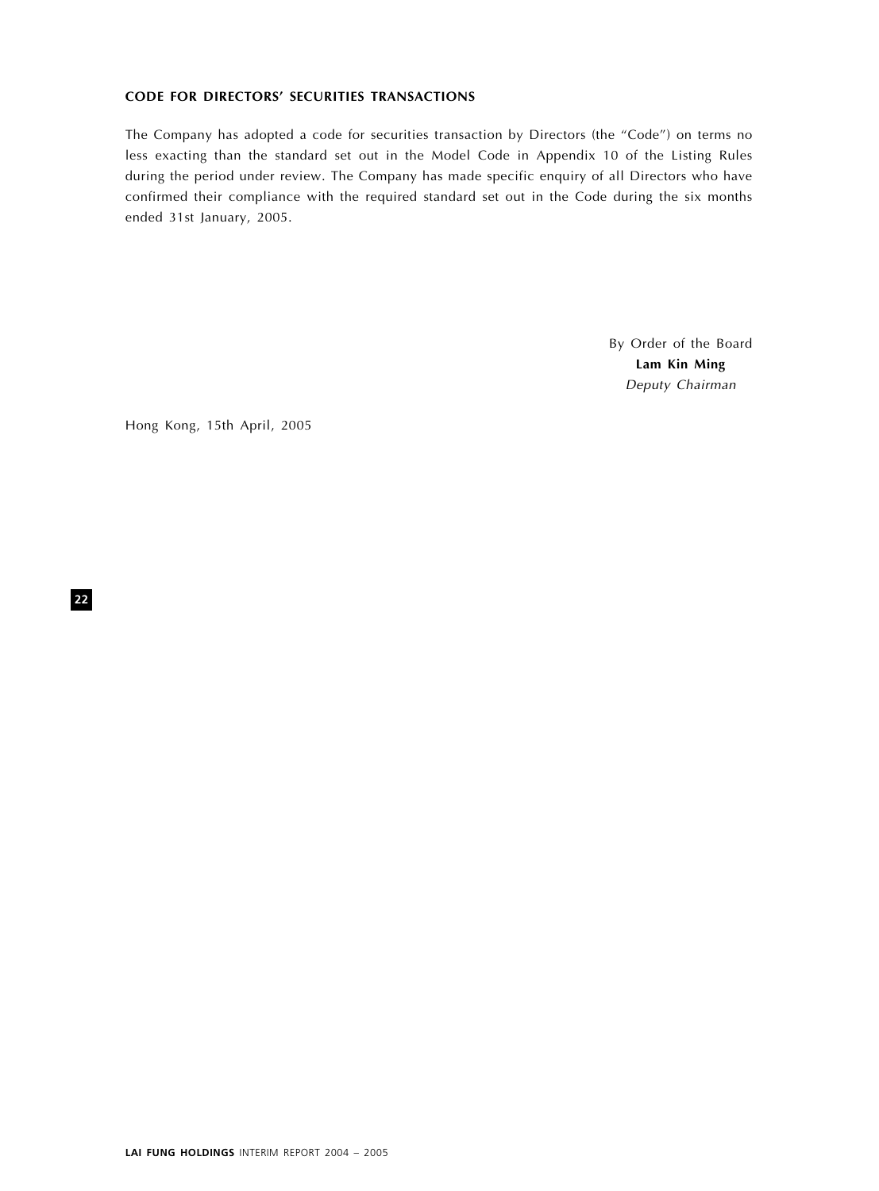### CODE FOR DIRECTORS' SECURITIES TRANSACTIONS

The Company has adopted a code for securities transaction by Directors (the "Code") on terms no less exacting than the standard set out in the Model Code in Appendix 10 of the Listing Rules during the period under review. The Company has made specific enquiry of all Directors who have confirmed their compliance with the required standard set out in the Code during the six months ended 31st January, 2005.

By Order of the Board
**Lam Kin Ming**
*Deputy Chairman*

Hong Kong, 15th April, 2005